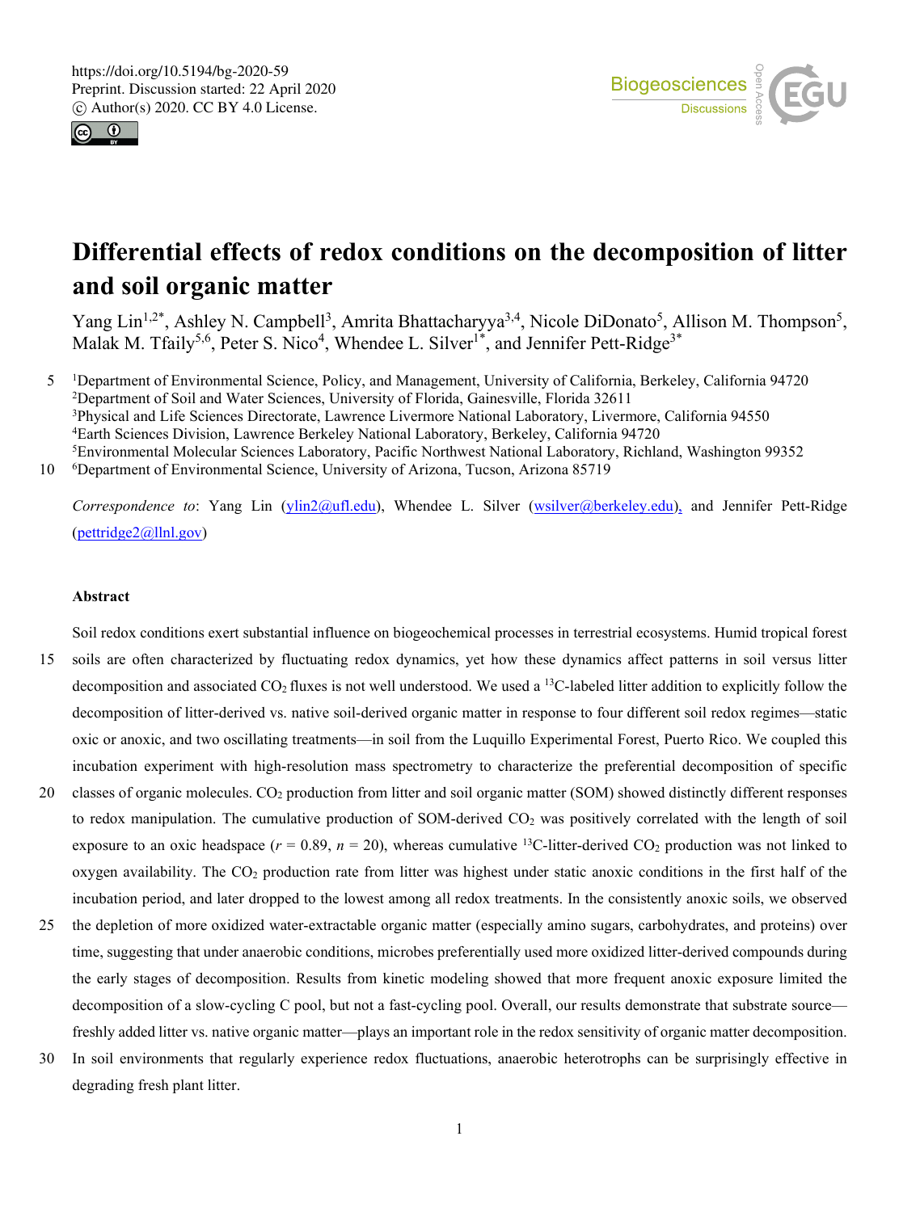# Differential effects of redox conditions on the decomposition of litter and soil organic matter

Yang Lin[1,2*], Ashley N. Campbell[3], Amrita Bhattacharyya[3,4], Nicole DiDonato[5], Allison M. Thompson[5], Malak M. Tfaily[5,6], Peter S. Nico[4], Whendee L. Silver[1*], and Jennifer Pett-Ridge[3*]

[1]Department of Environmental Science, Policy, and Management, University of California, Berkeley, California 94720
[2]Department of Soil and Water Sciences, University of Florida, Gainesville, Florida 32611
[3]Physical and Life Sciences Directorate, Lawrence Livermore National Laboratory, Livermore, California 94550
[4]Earth Sciences Division, Lawrence Berkeley National Laboratory, Berkeley, California 94720
[5]Environmental Molecular Sciences Laboratory, Pacific Northwest National Laboratory, Richland, Washington 99352
[6]Department of Environmental Science, University of Arizona, Tucson, Arizona 85719

*Correspondence to*: Yang Lin (ylin2@ufl.edu), Whendee L. Silver (wsilver@berkeley.edu), and Jennifer Pett-Ridge (pettridge2@llnl.gov)

**Abstract**

Soil redox conditions exert substantial influence on biogeochemical processes in terrestrial ecosystems. Humid tropical forest soils are often characterized by fluctuating redox dynamics, yet how these dynamics affect patterns in soil versus litter decomposition and associated $CO_2$ fluxes is not well understood. We used a $^{13}C$-labeled litter addition to explicitly follow the decomposition of litter-derived vs. native soil-derived organic matter in response to four different soil redox regimes—static oxic or anoxic, and two oscillating treatments—in soil from the Luquillo Experimental Forest, Puerto Rico. We coupled this incubation experiment with high-resolution mass spectrometry to characterize the preferential decomposition of specific classes of organic molecules. $CO_2$ production from litter and soil organic matter (SOM) showed distinctly different responses to redox manipulation. The cumulative production of SOM-derived $CO_2$ was positively correlated with the length of soil exposure to an oxic headspace ($r = 0.89$, $n = 20$), whereas cumulative $^{13}C$-litter-derived $CO_2$ production was not linked to oxygen availability. The $CO_2$ production rate from litter was highest under static anoxic conditions in the first half of the incubation period, and later dropped to the lowest among all redox treatments. In the consistently anoxic soils, we observed the depletion of more oxidized water-extractable organic matter (especially amino sugars, carbohydrates, and proteins) over time, suggesting that under anaerobic conditions, microbes preferentially used more oxidized litter-derived compounds during the early stages of decomposition. Results from kinetic modeling showed that more frequent anoxic exposure limited the decomposition of a slow-cycling C pool, but not a fast-cycling pool. Overall, our results demonstrate that substrate source—freshly added litter vs. native organic matter—plays an important role in the redox sensitivity of organic matter decomposition. In soil environments that regularly experience redox fluctuations, anaerobic heterotrophs can be surprisingly effective in degrading fresh plant litter.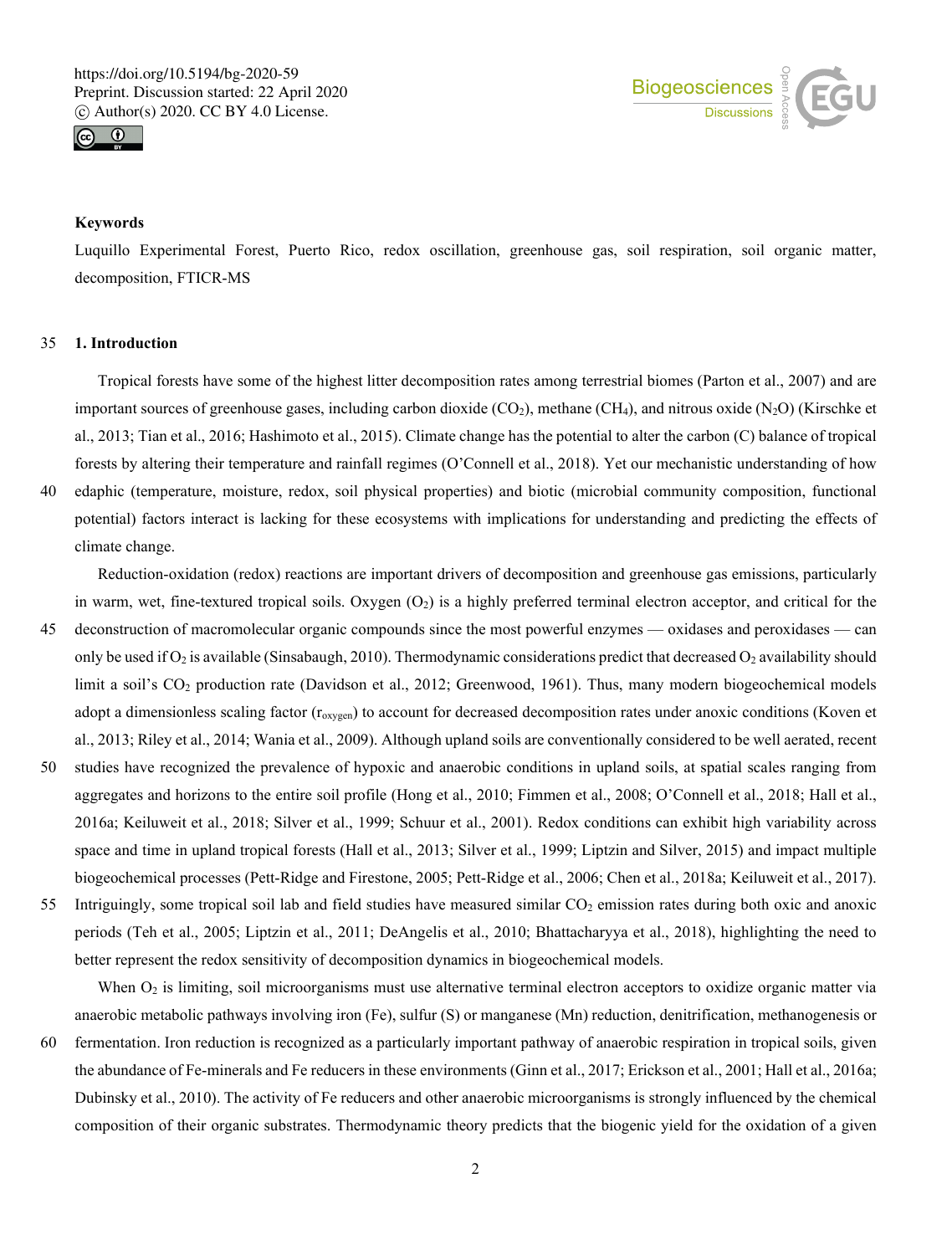**Keywords**

Luquillo Experimental Forest, Puerto Rico, redox oscillation, greenhouse gas, soil respiration, soil organic matter, decomposition, FTICR-MS

## 1. Introduction

Tropical forests have some of the highest litter decomposition rates among terrestrial biomes (Parton et al., 2007) and are important sources of greenhouse gases, including carbon dioxide ($CO_2$), methane ($CH_4$), and nitrous oxide ($N_2O$) (Kirschke et al., 2013; Tian et al., 2016; Hashimoto et al., 2015). Climate change has the potential to alter the carbon (C) balance of tropical forests by altering their temperature and rainfall regimes (O'Connell et al., 2018). Yet our mechanistic understanding of how edaphic (temperature, moisture, redox, soil physical properties) and biotic (microbial community composition, functional potential) factors interact is lacking for these ecosystems with implications for understanding and predicting the effects of climate change.

Reduction-oxidation (redox) reactions are important drivers of decomposition and greenhouse gas emissions, particularly in warm, wet, fine-textured tropical soils. Oxygen ($O_2$) is a highly preferred terminal electron acceptor, and critical for the deconstruction of macromolecular organic compounds since the most powerful enzymes — oxidases and peroxidases — can only be used if $O_2$ is available (Sinsabaugh, 2010). Thermodynamic considerations predict that decreased $O_2$ availability should limit a soil's $CO_2$ production rate (Davidson et al., 2012; Greenwood, 1961). Thus, many modern biogeochemical models adopt a dimensionless scaling factor ($r_{oxygen}$) to account for decreased decomposition rates under anoxic conditions (Koven et al., 2013; Riley et al., 2014; Wania et al., 2009). Although upland soils are conventionally considered to be well aerated, recent studies have recognized the prevalence of hypoxic and anaerobic conditions in upland soils, at spatial scales ranging from aggregates and horizons to the entire soil profile (Hong et al., 2010; Fimmen et al., 2008; O'Connell et al., 2018; Hall et al., 2016a; Keiluweit et al., 2018; Silver et al., 1999; Schuur et al., 2001). Redox conditions can exhibit high variability across space and time in upland tropical forests (Hall et al., 2013; Silver et al., 1999; Liptzin and Silver, 2015) and impact multiple biogeochemical processes (Pett-Ridge and Firestone, 2005; Pett-Ridge et al., 2006; Chen et al., 2018a; Keiluweit et al., 2017). Intriguingly, some tropical soil lab and field studies have measured similar $CO_2$ emission rates during both oxic and anoxic periods (Teh et al., 2005; Liptzin et al., 2011; DeAngelis et al., 2010; Bhattacharyya et al., 2018), highlighting the need to better represent the redox sensitivity of decomposition dynamics in biogeochemical models.

When $O_2$ is limiting, soil microorganisms must use alternative terminal electron acceptors to oxidize organic matter via anaerobic metabolic pathways involving iron (Fe), sulfur (S) or manganese (Mn) reduction, denitrification, methanogenesis or fermentation. Iron reduction is recognized as a particularly important pathway of anaerobic respiration in tropical soils, given the abundance of Fe-minerals and Fe reducers in these environments (Ginn et al., 2017; Erickson et al., 2001; Hall et al., 2016a; Dubinsky et al., 2010). The activity of Fe reducers and other anaerobic microorganisms is strongly influenced by the chemical composition of their organic substrates. Thermodynamic theory predicts that the biogenic yield for the oxidation of a given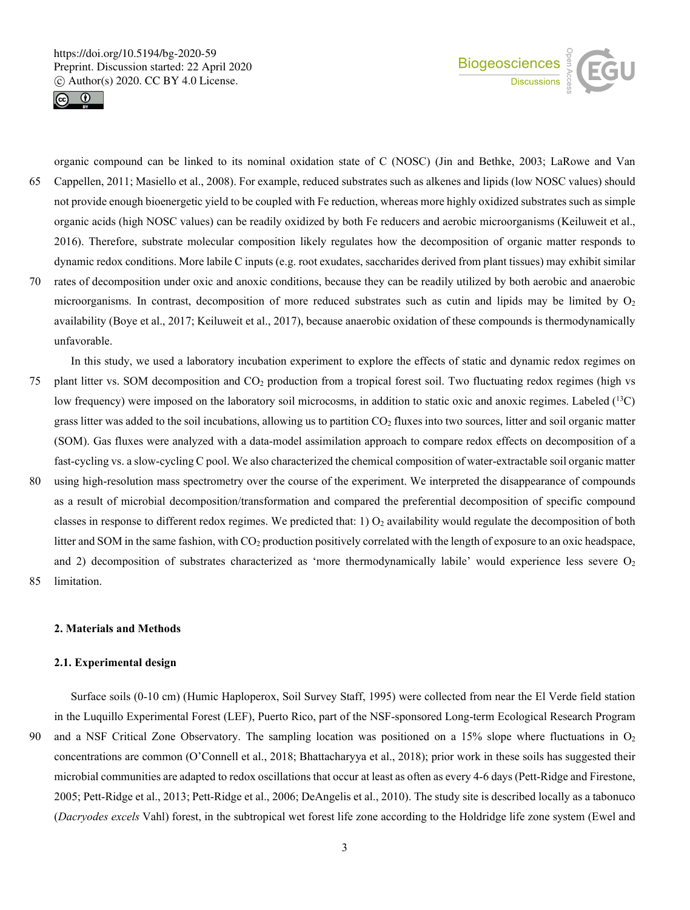organic compound can be linked to its nominal oxidation state of C (NOSC) (Jin and Bethke, 2003; LaRowe and Van Cappellen, 2011; Masiello et al., 2008). For example, reduced substrates such as alkenes and lipids (low NOSC values) should not provide enough bioenergetic yield to be coupled with Fe reduction, whereas more highly oxidized substrates such as simple organic acids (high NOSC values) can be readily oxidized by both Fe reducers and aerobic microorganisms (Keiluweit et al., 2016). Therefore, substrate molecular composition likely regulates how the decomposition of organic matter responds to dynamic redox conditions. More labile C inputs (e.g. root exudates, saccharides derived from plant tissues) may exhibit similar rates of decomposition under oxic and anoxic conditions, because they can be readily utilized by both aerobic and anaerobic microorganisms. In contrast, decomposition of more reduced substrates such as cutin and lipids may be limited by $O_2$ availability (Boye et al., 2017; Keiluweit et al., 2017), because anaerobic oxidation of these compounds is thermodynamically unfavorable.

In this study, we used a laboratory incubation experiment to explore the effects of static and dynamic redox regimes on plant litter vs. SOM decomposition and $CO_2$ production from a tropical forest soil. Two fluctuating redox regimes (high vs low frequency) were imposed on the laboratory soil microcosms, in addition to static oxic and anoxic regimes. Labeled ($^{13}C$) grass litter was added to the soil incubations, allowing us to partition $CO_2$ fluxes into two sources, litter and soil organic matter (SOM). Gas fluxes were analyzed with a data-model assimilation approach to compare redox effects on decomposition of a fast-cycling vs. a slow-cycling C pool. We also characterized the chemical composition of water-extractable soil organic matter using high-resolution mass spectrometry over the course of the experiment. We interpreted the disappearance of compounds as a result of microbial decomposition/transformation and compared the preferential decomposition of specific compound classes in response to different redox regimes. We predicted that: 1) $O_2$ availability would regulate the decomposition of both litter and SOM in the same fashion, with $CO_2$ production positively correlated with the length of exposure to an oxic headspace, and 2) decomposition of substrates characterized as 'more thermodynamically labile' would experience less severe $O_2$ limitation.

## 2. Materials and Methods

### 2.1. Experimental design

Surface soils (0-10 cm) (Humic Haploperox, Soil Survey Staff, 1995) were collected from near the El Verde field station in the Luquillo Experimental Forest (LEF), Puerto Rico, part of the NSF-sponsored Long-term Ecological Research Program and a NSF Critical Zone Observatory. The sampling location was positioned on a 15% slope where fluctuations in $O_2$ concentrations are common (O'Connell et al., 2018; Bhattacharyya et al., 2018); prior work in these soils has suggested their microbial communities are adapted to redox oscillations that occur at least as often as every 4-6 days (Pett-Ridge and Firestone, 2005; Pett-Ridge et al., 2013; Pett-Ridge et al., 2006; DeAngelis et al., 2010). The study site is described locally as a tabonuco (*Dacryodes excels* Vahl) forest, in the subtropical wet forest life zone according to the Holdridge life zone system (Ewel and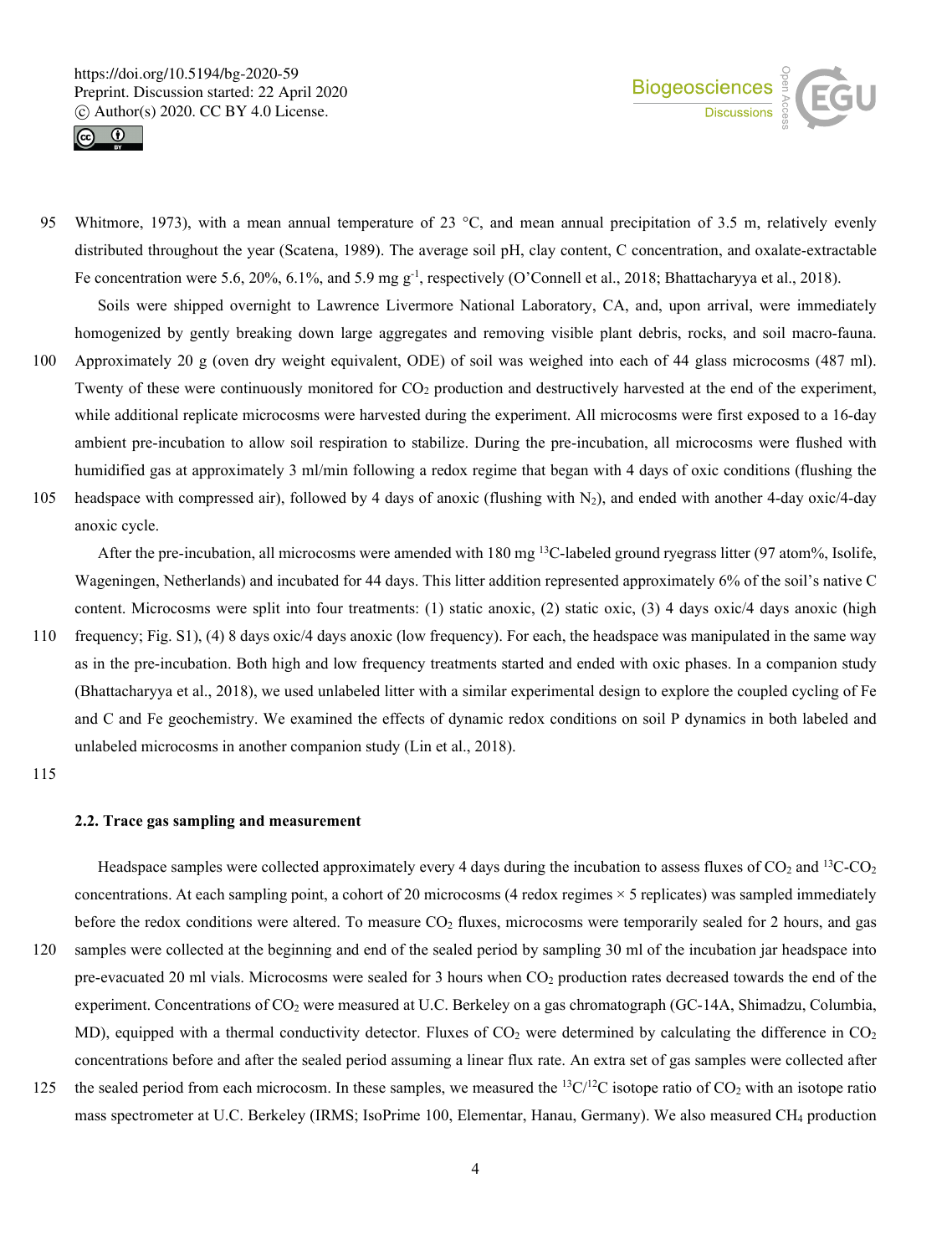Whitmore, 1973), with a mean annual temperature of 23 °C, and mean annual precipitation of 3.5 m, relatively evenly distributed throughout the year (Scatena, 1989). The average soil pH, clay content, C concentration, and oxalate-extractable Fe concentration were 5.6, 20%, 6.1%, and 5.9 mg $g^{-1}$, respectively (O'Connell et al., 2018; Bhattacharyya et al., 2018).

Soils were shipped overnight to Lawrence Livermore National Laboratory, CA, and, upon arrival, were immediately homogenized by gently breaking down large aggregates and removing visible plant debris, rocks, and soil macro-fauna. Approximately 20 g (oven dry weight equivalent, ODE) of soil was weighed into each of 44 glass microcosms (487 ml). Twenty of these were continuously monitored for $CO_2$ production and destructively harvested at the end of the experiment, while additional replicate microcosms were harvested during the experiment. All microcosms were first exposed to a 16-day ambient pre-incubation to allow soil respiration to stabilize. During the pre-incubation, all microcosms were flushed with humidified gas at approximately 3 ml/min following a redox regime that began with 4 days of oxic conditions (flushing the headspace with compressed air), followed by 4 days of anoxic (flushing with $N_2$), and ended with another 4-day oxic/4-day anoxic cycle.

After the pre-incubation, all microcosms were amended with 180 mg $^{13}C$-labeled ground ryegrass litter (97 atom%, Isolife, Wageningen, Netherlands) and incubated for 44 days. This litter addition represented approximately 6% of the soil's native C content. Microcosms were split into four treatments: (1) static anoxic, (2) static oxic, (3) 4 days oxic/4 days anoxic (high frequency; Fig. S1), (4) 8 days oxic/4 days anoxic (low frequency). For each, the headspace was manipulated in the same way as in the pre-incubation. Both high and low frequency treatments started and ended with oxic phases. In a companion study (Bhattacharyya et al., 2018), we used unlabeled litter with a similar experimental design to explore the coupled cycling of Fe and C and Fe geochemistry. We examined the effects of dynamic redox conditions on soil P dynamics in both labeled and unlabeled microcosms in another companion study (Lin et al., 2018).

## 2.2. Trace gas sampling and measurement

Headspace samples were collected approximately every 4 days during the incubation to assess fluxes of $CO_2$ and $^{13}C$-$CO_2$ concentrations. At each sampling point, a cohort of 20 microcosms (4 redox regimes × 5 replicates) was sampled immediately before the redox conditions were altered. To measure $CO_2$ fluxes, microcosms were temporarily sealed for 2 hours, and gas samples were collected at the beginning and end of the sealed period by sampling 30 ml of the incubation jar headspace into pre-evacuated 20 ml vials. Microcosms were sealed for 3 hours when $CO_2$ production rates decreased towards the end of the experiment. Concentrations of $CO_2$ were measured at U.C. Berkeley on a gas chromatograph (GC-14A, Shimadzu, Columbia, MD), equipped with a thermal conductivity detector. Fluxes of $CO_2$ were determined by calculating the difference in $CO_2$ concentrations before and after the sealed period assuming a linear flux rate. An extra set of gas samples were collected after the sealed period from each microcosm. In these samples, we measured the $^{13}C/^{12}C$ isotope ratio of $CO_2$ with an isotope ratio mass spectrometer at U.C. Berkeley (IRMS; IsoPrime 100, Elementar, Hanau, Germany). We also measured $CH_4$ production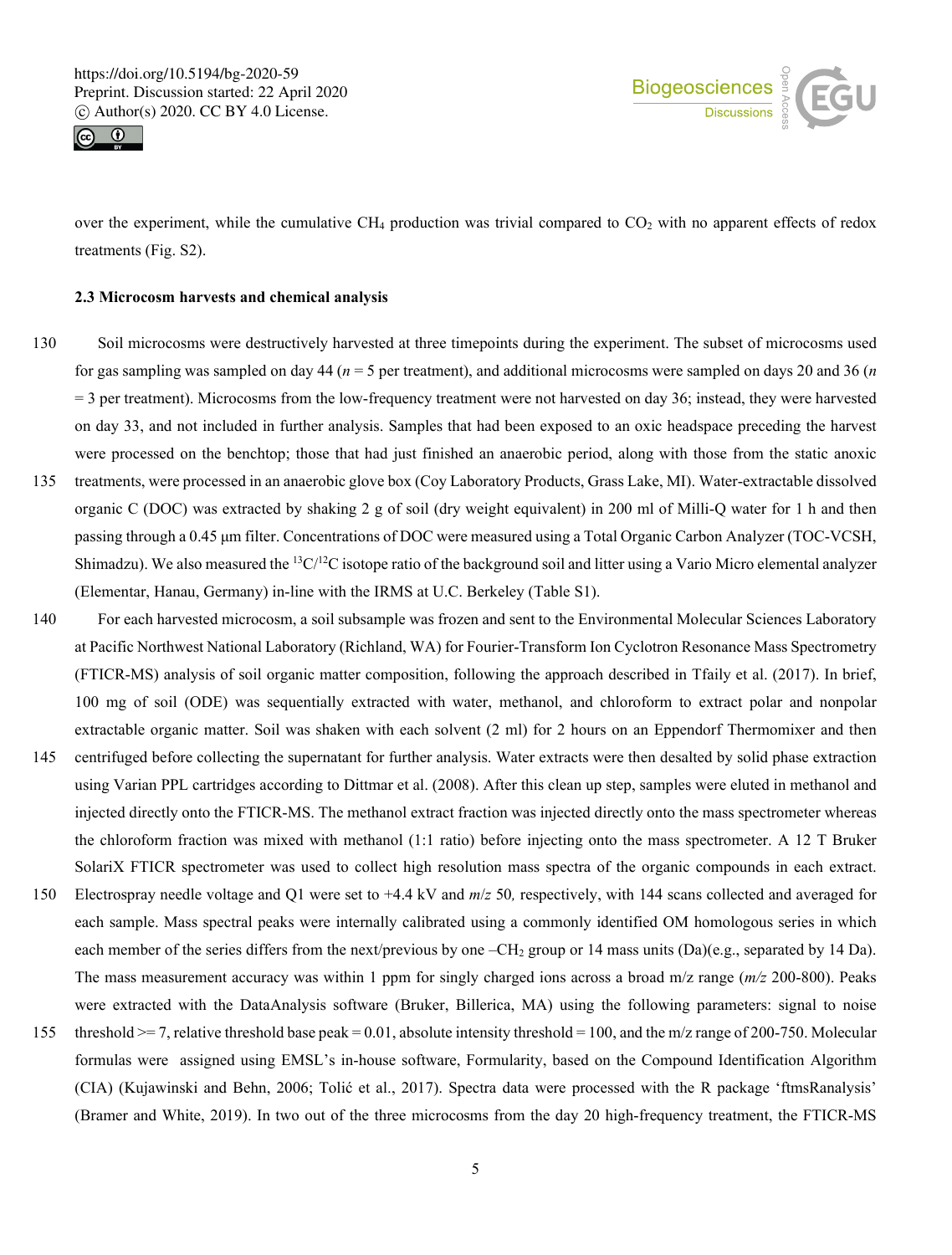over the experiment, while the cumulative $CH_4$ production was trivial compared to $CO_2$ with no apparent effects of redox treatments (Fig. S2).

### 2.3 Microcosm harvests and chemical analysis

Soil microcosms were destructively harvested at three timepoints during the experiment. The subset of microcosms used for gas sampling was sampled on day 44 ($n$ = 5 per treatment), and additional microcosms were sampled on days 20 and 36 ($n$ = 3 per treatment). Microcosms from the low-frequency treatment were not harvested on day 36; instead, they were harvested on day 33, and not included in further analysis. Samples that had been exposed to an oxic headspace preceding the harvest were processed on the benchtop; those that had just finished an anaerobic period, along with those from the static anoxic treatments, were processed in an anaerobic glove box (Coy Laboratory Products, Grass Lake, MI). Water-extractable dissolved organic C (DOC) was extracted by shaking 2 g of soil (dry weight equivalent) in 200 ml of Milli-Q water for 1 h and then passing through a 0.45 µm filter. Concentrations of DOC were measured using a Total Organic Carbon Analyzer (TOC-VCSH, Shimadzu). We also measured the $^{13}C/^{12}C$ isotope ratio of the background soil and litter using a Vario Micro elemental analyzer (Elementar, Hanau, Germany) in-line with the IRMS at U.C. Berkeley (Table S1).

For each harvested microcosm, a soil subsample was frozen and sent to the Environmental Molecular Sciences Laboratory at Pacific Northwest National Laboratory (Richland, WA) for Fourier-Transform Ion Cyclotron Resonance Mass Spectrometry (FTICR-MS) analysis of soil organic matter composition, following the approach described in Tfaily et al. (2017). In brief, 100 mg of soil (ODE) was sequentially extracted with water, methanol, and chloroform to extract polar and nonpolar extractable organic matter. Soil was shaken with each solvent (2 ml) for 2 hours on an Eppendorf Thermomixer and then centrifuged before collecting the supernatant for further analysis. Water extracts were then desalted by solid phase extraction using Varian PPL cartridges according to Dittmar et al. (2008). After this clean up step, samples were eluted in methanol and injected directly onto the FTICR-MS. The methanol extract fraction was injected directly onto the mass spectrometer whereas the chloroform fraction was mixed with methanol (1:1 ratio) before injecting onto the mass spectrometer. A 12 T Bruker SolariX FTICR spectrometer was used to collect high resolution mass spectra of the organic compounds in each extract. Electrospray needle voltage and Q1 were set to +4.4 kV and $m/z$ 50, respectively, with 144 scans collected and averaged for each sample. Mass spectral peaks were internally calibrated using a commonly identified OM homologous series in which each member of the series differs from the next/previous by one $-CH_2$ group or 14 mass units (Da)(e.g., separated by 14 Da). The mass measurement accuracy was within 1 ppm for singly charged ions across a broad m/z range ($m/z$ 200-800). Peaks were extracted with the DataAnalysis software (Bruker, Billerica, MA) using the following parameters: signal to noise threshold >= 7, relative threshold base peak = 0.01, absolute intensity threshold = 100, and the m/z range of 200-750. Molecular formulas were assigned using EMSL's in-house software, Formularity, based on the Compound Identification Algorithm (CIA) (Kujawinski and Behn, 2006; Tolić et al., 2017). Spectra data were processed with the R package 'ftmsRanalysis' (Bramer and White, 2019). In two out of the three microcosms from the day 20 high-frequency treatment, the FTICR-MS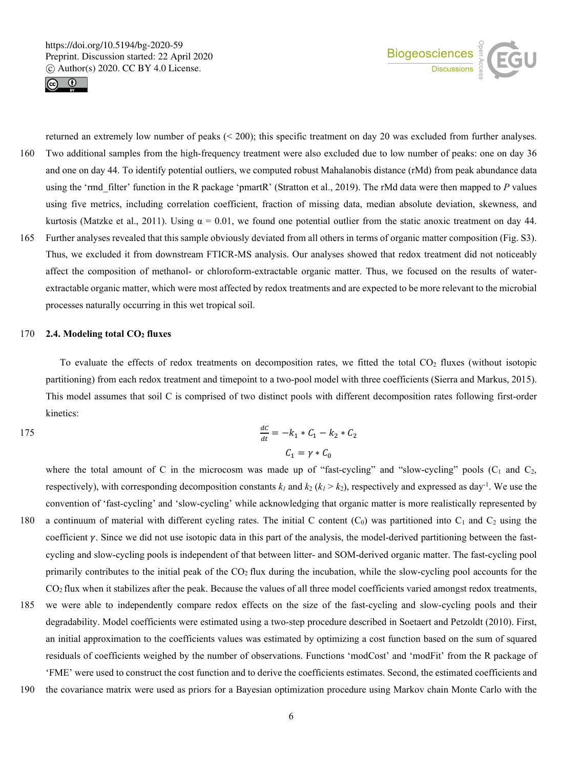returned an extremely low number of peaks (< 200); this specific treatment on day 20 was excluded from further analyses. Two additional samples from the high-frequency treatment were also excluded due to low number of peaks: one on day 36 and one on day 44. To identify potential outliers, we computed robust Mahalanobis distance (rMd) from peak abundance data using the 'rmd_filter' function in the R package 'pmartR' (Stratton et al., 2019). The rMd data were then mapped to *P* values using five metrics, including correlation coefficient, fraction of missing data, median absolute deviation, skewness, and kurtosis (Matzke et al., 2011). Using $\alpha = 0.01$, we found one potential outlier from the static anoxic treatment on day 44. Further analyses revealed that this sample obviously deviated from all others in terms of organic matter composition (Fig. S3). Thus, we excluded it from downstream FTICR-MS analysis. Our analyses showed that redox treatment did not noticeably affect the composition of methanol- or chloroform-extractable organic matter. Thus, we focused on the results of water-extractable organic matter, which were most affected by redox treatments and are expected to be more relevant to the microbial processes naturally occurring in this wet tropical soil.

## 2.4. Modeling total $CO_2$ fluxes

To evaluate the effects of redox treatments on decomposition rates, we fitted the total $CO_2$ fluxes (without isotopic partitioning) from each redox treatment and timepoint to a two-pool model with three coefficients (Sierra and Markus, 2015). This model assumes that soil C is comprised of two distinct pools with different decomposition rates following first-order kinetics:

$$\frac{dC}{dt} = -k_1 * C_1 - k_2 * C_2$$

$$C_1 = \gamma * C_0$$

where the total amount of C in the microcosm was made up of "fast-cycling" and "slow-cycling" pools ($C_1$ and $C_2$, respectively), with corresponding decomposition constants $k_1$ and $k_2$ ($k_1 > k_2$), respectively and expressed as day$^{-1}$. We use the convention of 'fast-cycling' and 'slow-cycling' while acknowledging that organic matter is more realistically represented by a continuum of material with different cycling rates. The initial C content ($C_0$) was partitioned into $C_1$ and $C_2$ using the coefficient $\gamma$. Since we did not use isotopic data in this part of the analysis, the model-derived partitioning between the fast-cycling and slow-cycling pools is independent of that between litter- and SOM-derived organic matter. The fast-cycling pool primarily contributes to the initial peak of the $CO_2$ flux during the incubation, while the slow-cycling pool accounts for the $CO_2$ flux when it stabilizes after the peak. Because the values of all three model coefficients varied amongst redox treatments, we were able to independently compare redox effects on the size of the fast-cycling and slow-cycling pools and their degradability. Model coefficients were estimated using a two-step procedure described in Soetaert and Petzoldt (2010). First, an initial approximation to the coefficients values was estimated by optimizing a cost function based on the sum of squared residuals of coefficients weighed by the number of observations. Functions 'modCost' and 'modFit' from the R package of 'FME' were used to construct the cost function and to derive the coefficients estimates. Second, the estimated coefficients and the covariance matrix were used as priors for a Bayesian optimization procedure using Markov chain Monte Carlo with the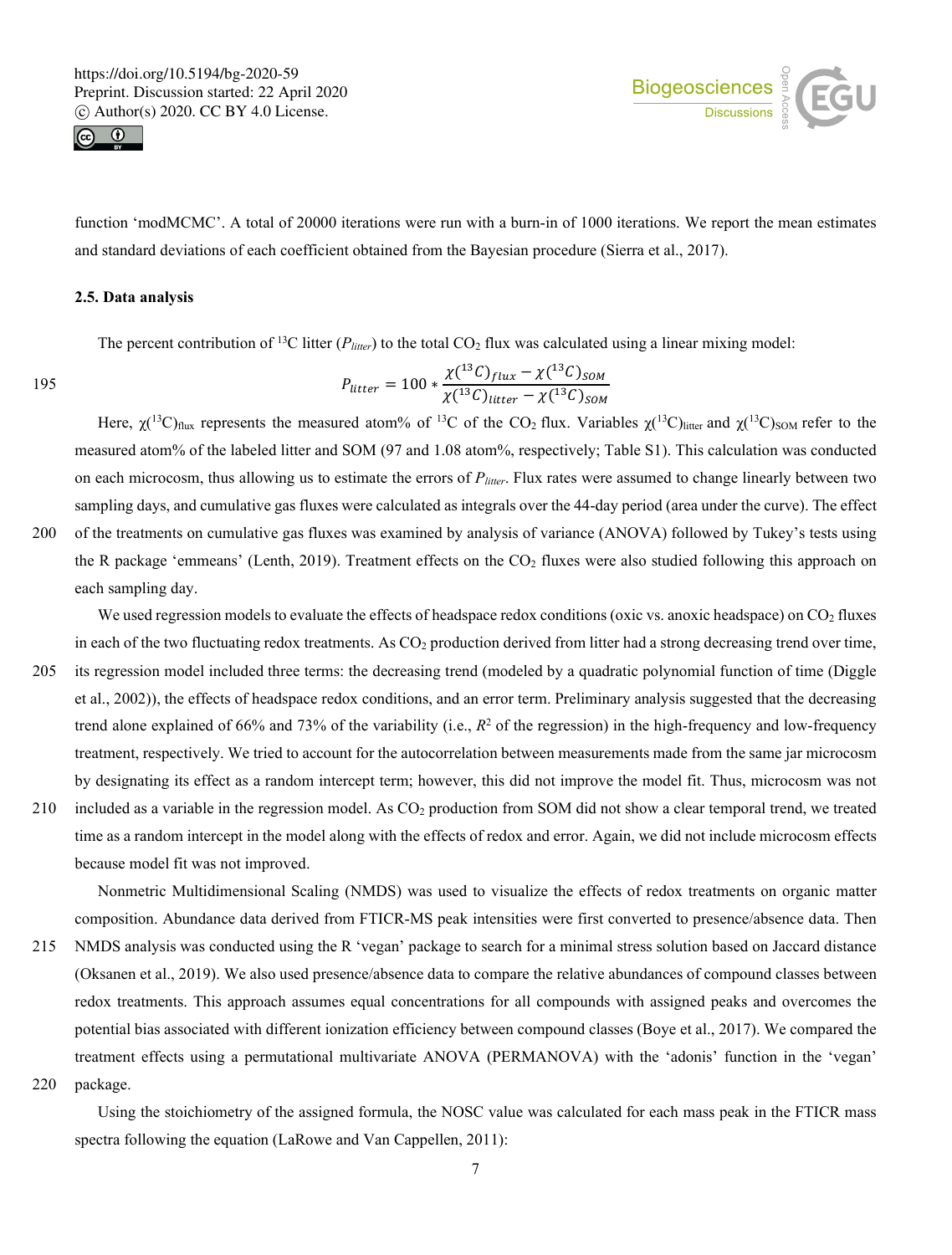function 'modMCMC'. A total of 20000 iterations were run with a burn-in of 1000 iterations. We report the mean estimates and standard deviations of each coefficient obtained from the Bayesian procedure (Sierra et al., 2017).

### 2.5. Data analysis

The percent contribution of $^{13}C$ litter ($P_{litter}$) to the total $CO_2$ flux was calculated using a linear mixing model:

$$P_{litter} = 100 * \frac{\chi(^{13}C)_{flux} - \chi(^{13}C)_{SOM}}{\chi(^{13}C)_{litter} - \chi(^{13}C)_{SOM}}$$

Here, $\chi(^{13}C)_{flux}$ represents the measured atom% of $^{13}C$ of the $CO_2$ flux. Variables $\chi(^{13}C)_{litter}$ and $\chi(^{13}C)_{SOM}$ refer to the measured atom% of the labeled litter and SOM (97 and 1.08 atom%, respectively; Table S1). This calculation was conducted on each microcosm, thus allowing us to estimate the errors of $P_{litter}$. Flux rates were assumed to change linearly between two sampling days, and cumulative gas fluxes were calculated as integrals over the 44-day period (area under the curve). The effect of the treatments on cumulative gas fluxes was examined by analysis of variance (ANOVA) followed by Tukey's tests using the R package 'emmeans' (Lenth, 2019). Treatment effects on the $CO_2$ fluxes were also studied following this approach on each sampling day.

We used regression models to evaluate the effects of headspace redox conditions (oxic vs. anoxic headspace) on $CO_2$ fluxes in each of the two fluctuating redox treatments. As $CO_2$ production derived from litter had a strong decreasing trend over time, its regression model included three terms: the decreasing trend (modeled by a quadratic polynomial function of time (Diggle et al., 2002)), the effects of headspace redox conditions, and an error term. Preliminary analysis suggested that the decreasing trend alone explained of 66% and 73% of the variability (i.e., $R^2$ of the regression) in the high-frequency and low-frequency treatment, respectively. We tried to account for the autocorrelation between measurements made from the same jar microcosm by designating its effect as a random intercept term; however, this did not improve the model fit. Thus, microcosm was not included as a variable in the regression model. As $CO_2$ production from SOM did not show a clear temporal trend, we treated time as a random intercept in the model along with the effects of redox and error. Again, we did not include microcosm effects because model fit was not improved.

Nonmetric Multidimensional Scaling (NMDS) was used to visualize the effects of redox treatments on organic matter composition. Abundance data derived from FTICR-MS peak intensities were first converted to presence/absence data. Then NMDS analysis was conducted using the R 'vegan' package to search for a minimal stress solution based on Jaccard distance (Oksanen et al., 2019). We also used presence/absence data to compare the relative abundances of compound classes between redox treatments. This approach assumes equal concentrations for all compounds with assigned peaks and overcomes the potential bias associated with different ionization efficiency between compound classes (Boye et al., 2017). We compared the treatment effects using a permutational multivariate ANOVA (PERMANOVA) with the 'adonis' function in the 'vegan' package.

Using the stoichiometry of the assigned formula, the NOSC value was calculated for each mass peak in the FTICR mass spectra following the equation (LaRowe and Van Cappellen, 2011):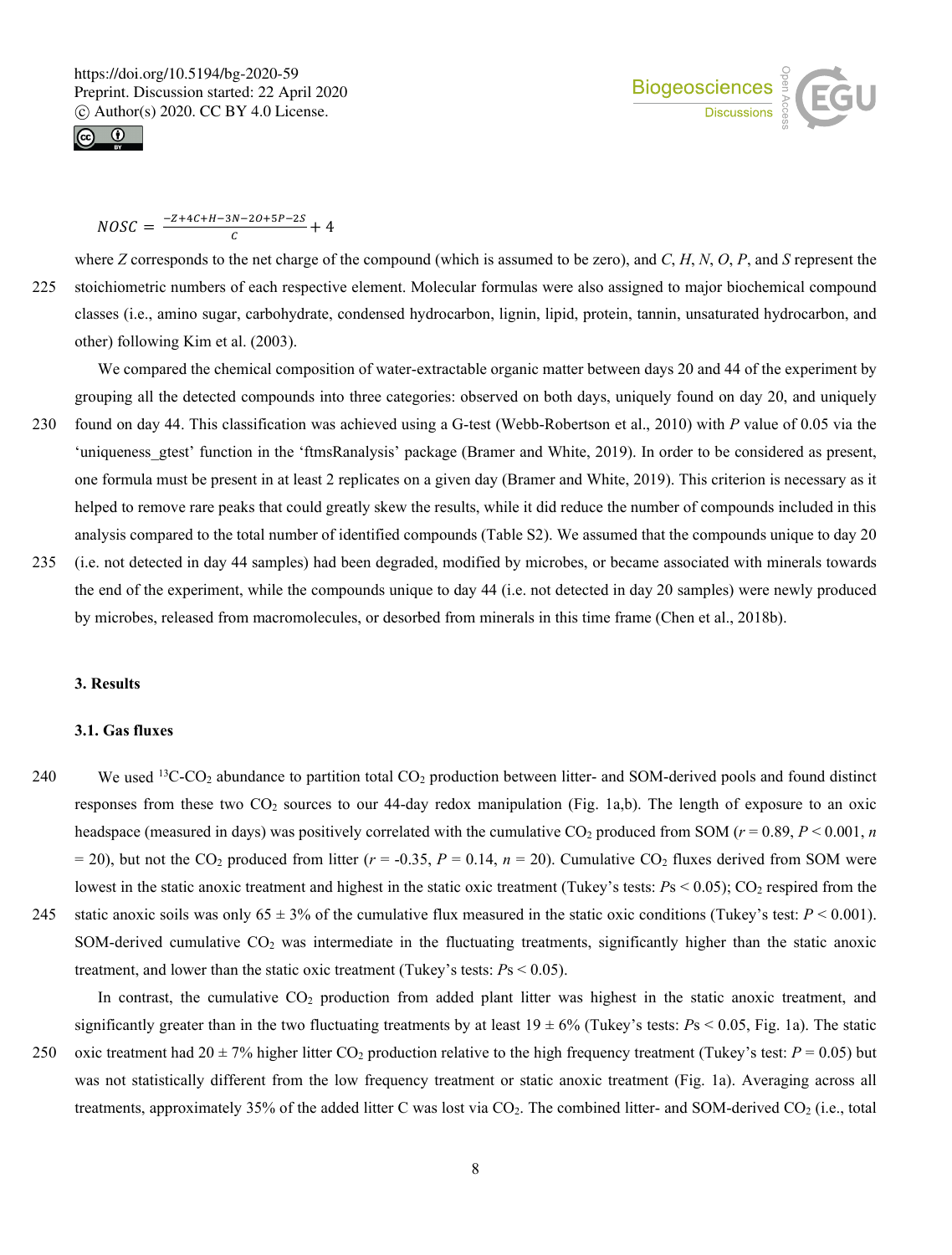$$NOSC = \frac{-Z+4C+H-3N-2O+5P-2S}{C} + 4$$

where *Z* corresponds to the net charge of the compound (which is assumed to be zero), and *C*, *H*, *N*, *O*, *P*, and *S* represent the stoichiometric numbers of each respective element. Molecular formulas were also assigned to major biochemical compound classes (i.e., amino sugar, carbohydrate, condensed hydrocarbon, lignin, lipid, protein, tannin, unsaturated hydrocarbon, and other) following Kim et al. (2003).

We compared the chemical composition of water-extractable organic matter between days 20 and 44 of the experiment by grouping all the detected compounds into three categories: observed on both days, uniquely found on day 20, and uniquely found on day 44. This classification was achieved using a G-test (Webb-Robertson et al., 2010) with *P* value of 0.05 via the 'uniqueness_gtest' function in the 'ftmsRanalysis' package (Bramer and White, 2019). In order to be considered as present, one formula must be present in at least 2 replicates on a given day (Bramer and White, 2019). This criterion is necessary as it helped to remove rare peaks that could greatly skew the results, while it did reduce the number of compounds included in this analysis compared to the total number of identified compounds (Table S2). We assumed that the compounds unique to day 20 (i.e. not detected in day 44 samples) had been degraded, modified by microbes, or became associated with minerals towards the end of the experiment, while the compounds unique to day 44 (i.e. not detected in day 20 samples) were newly produced by microbes, released from macromolecules, or desorbed from minerals in this time frame (Chen et al., 2018b).

## 3. Results

### 3.1. Gas fluxes

We used $^{13}C$-$CO_2$ abundance to partition total $CO_2$ production between litter- and SOM-derived pools and found distinct responses from these two $CO_2$ sources to our 44-day redox manipulation (Fig. 1a,b). The length of exposure to an oxic headspace (measured in days) was positively correlated with the cumulative $CO_2$ produced from SOM ($r = 0.89$, $P < 0.001$, $n = 20$), but not the $CO_2$ produced from litter ($r = -0.35$, $P = 0.14$, $n = 20$). Cumulative $CO_2$ fluxes derived from SOM were lowest in the static anoxic treatment and highest in the static oxic treatment (Tukey's tests: $P$s $< 0.05$); $CO_2$ respired from the static anoxic soils was only $65 \pm 3\%$ of the cumulative flux measured in the static oxic conditions (Tukey's test: $P < 0.001$). SOM-derived cumulative $CO_2$ was intermediate in the fluctuating treatments, significantly higher than the static anoxic treatment, and lower than the static oxic treatment (Tukey's tests: $P$s $< 0.05$).

In contrast, the cumulative $CO_2$ production from added plant litter was highest in the static anoxic treatment, and significantly greater than in the two fluctuating treatments by at least $19 \pm 6\%$ (Tukey's tests: $P$s $< 0.05$, Fig. 1a). The static oxic treatment had $20 \pm 7\%$ higher litter $CO_2$ production relative to the high frequency treatment (Tukey's test: $P = 0.05$) but was not statistically different from the low frequency treatment or static anoxic treatment (Fig. 1a). Averaging across all treatments, approximately 35% of the added litter C was lost via $CO_2$. The combined litter- and SOM-derived $CO_2$ (i.e., total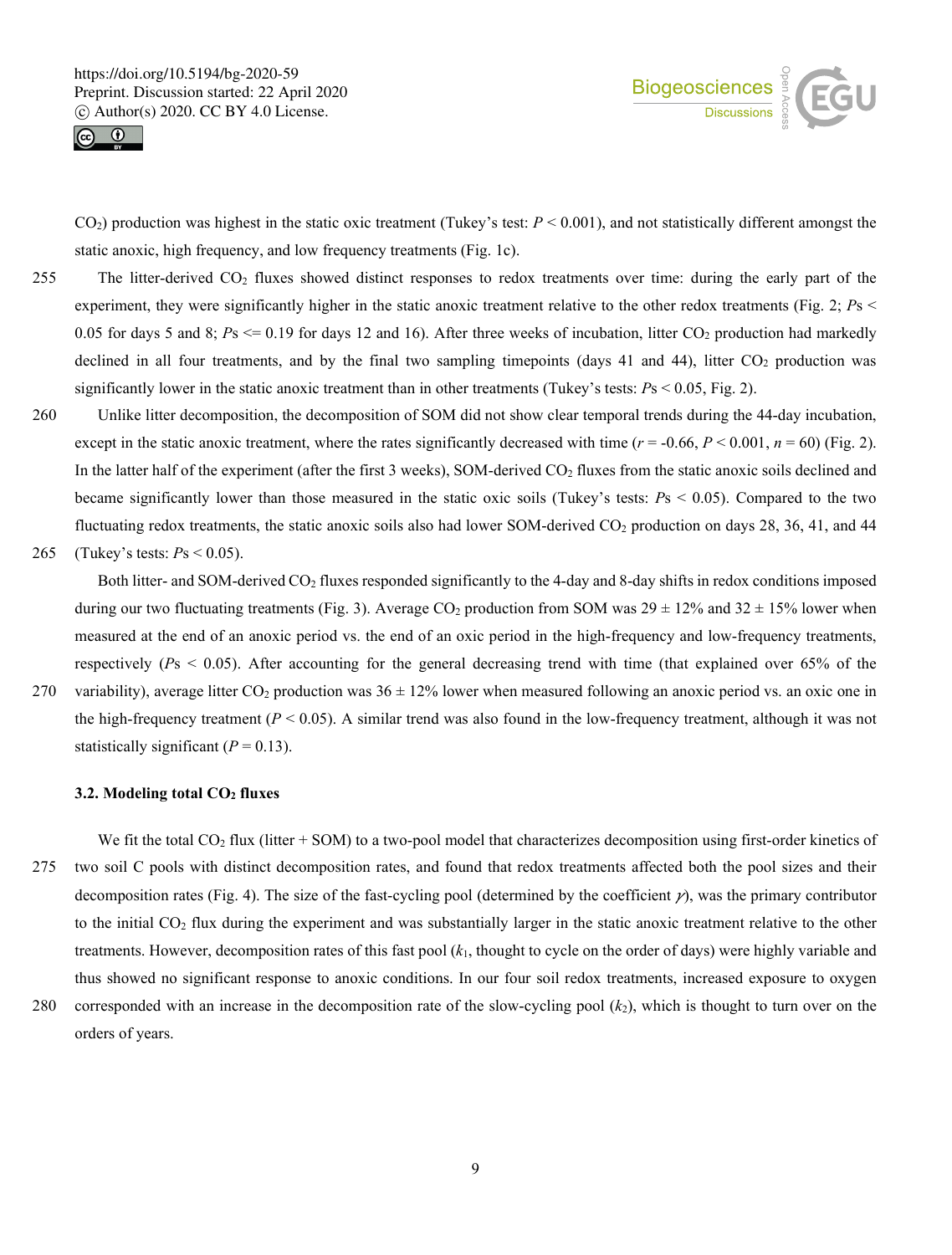$CO_2$) production was highest in the static oxic treatment (Tukey's test: $P < 0.001$), and not statistically different amongst the static anoxic, high frequency, and low frequency treatments (Fig. 1c).

The litter-derived $CO_2$ fluxes showed distinct responses to redox treatments over time: during the early part of the experiment, they were significantly higher in the static anoxic treatment relative to the other redox treatments (Fig. 2; $P$s < 0.05 for days 5 and 8; $P$s <= 0.19 for days 12 and 16). After three weeks of incubation, litter $CO_2$ production had markedly declined in all four treatments, and by the final two sampling timepoints (days 41 and 44), litter $CO_2$ production was significantly lower in the static anoxic treatment than in other treatments (Tukey's tests: $P$s < 0.05, Fig. 2).

Unlike litter decomposition, the decomposition of SOM did not show clear temporal trends during the 44-day incubation, except in the static anoxic treatment, where the rates significantly decreased with time ($r = -0.66$, $P < 0.001$, $n = 60$) (Fig. 2). In the latter half of the experiment (after the first 3 weeks), SOM-derived $CO_2$ fluxes from the static anoxic soils declined and became significantly lower than those measured in the static oxic soils (Tukey's tests: $P$s < 0.05). Compared to the two fluctuating redox treatments, the static anoxic soils also had lower SOM-derived $CO_2$ production on days 28, 36, 41, and 44 (Tukey's tests: $P$s < 0.05).

Both litter- and SOM-derived $CO_2$ fluxes responded significantly to the 4-day and 8-day shifts in redox conditions imposed during our two fluctuating treatments (Fig. 3). Average $CO_2$ production from SOM was 29 ± 12% and 32 ± 15% lower when measured at the end of an anoxic period vs. the end of an oxic period in the high-frequency and low-frequency treatments, respectively ($P$s < 0.05). After accounting for the general decreasing trend with time (that explained over 65% of the variability), average litter $CO_2$ production was 36 ± 12% lower when measured following an anoxic period vs. an oxic one in the high-frequency treatment ($P < 0.05$). A similar trend was also found in the low-frequency treatment, although it was not statistically significant ($P = 0.13$).

### 3.2. Modeling total $CO_2$ fluxes

We fit the total $CO_2$ flux (litter + SOM) to a two-pool model that characterizes decomposition using first-order kinetics of two soil C pools with distinct decomposition rates, and found that redox treatments affected both the pool sizes and their decomposition rates (Fig. 4). The size of the fast-cycling pool (determined by the coefficient $\gamma$), was the primary contributor to the initial $CO_2$ flux during the experiment and was substantially larger in the static anoxic treatment relative to the other treatments. However, decomposition rates of this fast pool ($k_1$, thought to cycle on the order of days) were highly variable and thus showed no significant response to anoxic conditions. In our four soil redox treatments, increased exposure to oxygen corresponded with an increase in the decomposition rate of the slow-cycling pool ($k_2$), which is thought to turn over on the orders of years.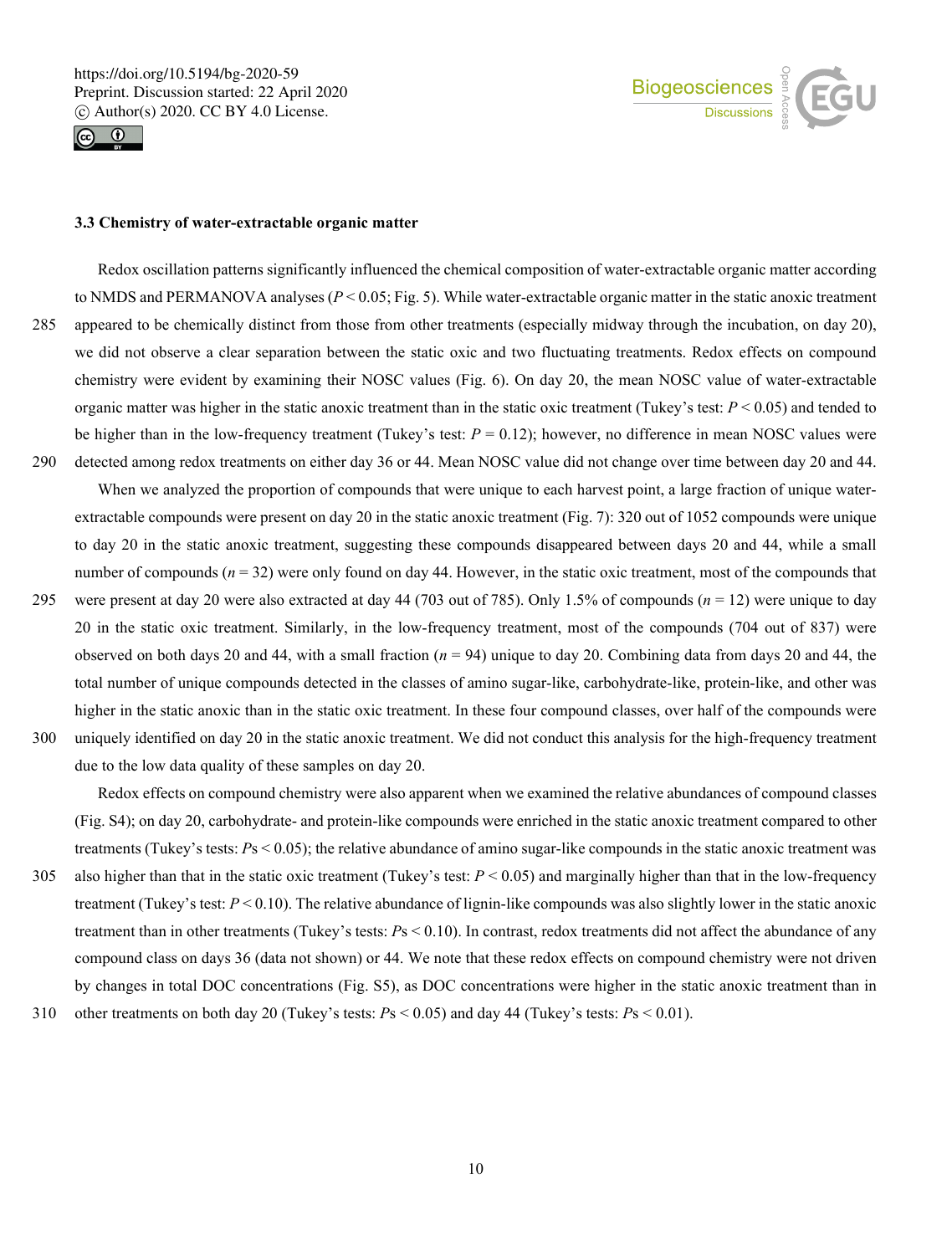### 3.3 Chemistry of water-extractable organic matter

Redox oscillation patterns significantly influenced the chemical composition of water-extractable organic matter according to NMDS and PERMANOVA analyses ($P < 0.05$; Fig. 5). While water-extractable organic matter in the static anoxic treatment appeared to be chemically distinct from those from other treatments (especially midway through the incubation, on day 20), we did not observe a clear separation between the static oxic and two fluctuating treatments. Redox effects on compound chemistry were evident by examining their NOSC values (Fig. 6). On day 20, the mean NOSC value of water-extractable organic matter was higher in the static anoxic treatment than in the static oxic treatment (Tukey's test: $P < 0.05$) and tended to be higher than in the low-frequency treatment (Tukey's test: $P = 0.12$); however, no difference in mean NOSC values were detected among redox treatments on either day 36 or 44. Mean NOSC value did not change over time between day 20 and 44.

When we analyzed the proportion of compounds that were unique to each harvest point, a large fraction of unique water-extractable compounds were present on day 20 in the static anoxic treatment (Fig. 7): 320 out of 1052 compounds were unique to day 20 in the static anoxic treatment, suggesting these compounds disappeared between days 20 and 44, while a small number of compounds ($n = 32$) were only found on day 44. However, in the static oxic treatment, most of the compounds that were present at day 20 were also extracted at day 44 (703 out of 785). Only 1.5% of compounds ($n = 12$) were unique to day 20 in the static oxic treatment. Similarly, in the low-frequency treatment, most of the compounds (704 out of 837) were observed on both days 20 and 44, with a small fraction ($n = 94$) unique to day 20. Combining data from days 20 and 44, the total number of unique compounds detected in the classes of amino sugar-like, carbohydrate-like, protein-like, and other was higher in the static anoxic than in the static oxic treatment. In these four compound classes, over half of the compounds were uniquely identified on day 20 in the static anoxic treatment. We did not conduct this analysis for the high-frequency treatment due to the low data quality of these samples on day 20.

Redox effects on compound chemistry were also apparent when we examined the relative abundances of compound classes (Fig. S4); on day 20, carbohydrate- and protein-like compounds were enriched in the static anoxic treatment compared to other treatments (Tukey's tests: $P$s $< 0.05$); the relative abundance of amino sugar-like compounds in the static anoxic treatment was also higher than that in the static oxic treatment (Tukey's test: $P < 0.05$) and marginally higher than that in the low-frequency treatment (Tukey's test: $P < 0.10$). The relative abundance of lignin-like compounds was also slightly lower in the static anoxic treatment than in other treatments (Tukey's tests: $P$s $< 0.10$). In contrast, redox treatments did not affect the abundance of any compound class on days 36 (data not shown) or 44. We note that these redox effects on compound chemistry were not driven by changes in total DOC concentrations (Fig. S5), as DOC concentrations were higher in the static anoxic treatment than in other treatments on both day 20 (Tukey's tests: $P$s $< 0.05$) and day 44 (Tukey's tests: $P$s $< 0.01$).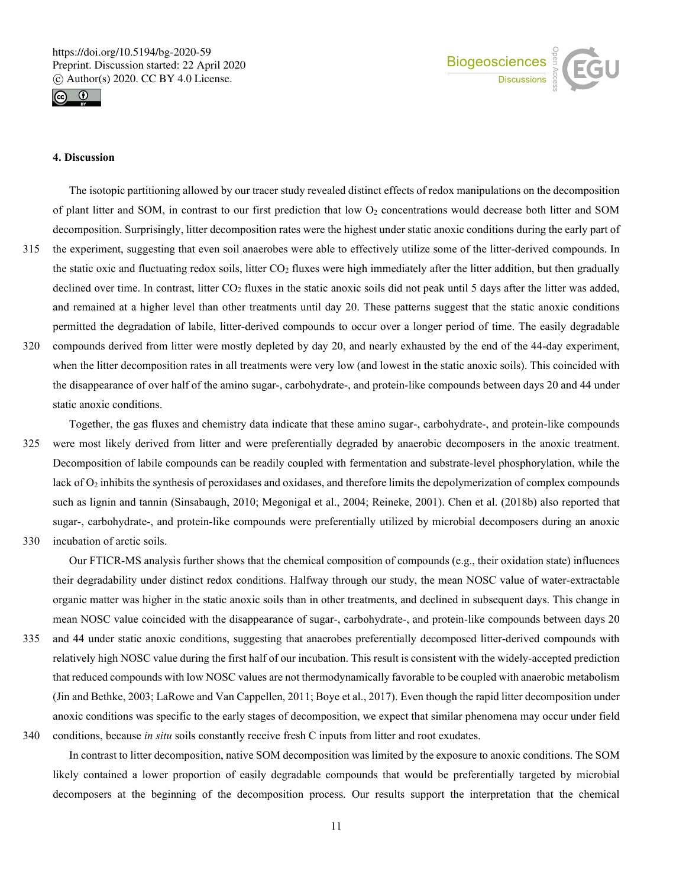### 4. Discussion

The isotopic partitioning allowed by our tracer study revealed distinct effects of redox manipulations on the decomposition of plant litter and SOM, in contrast to our first prediction that low $O_2$ concentrations would decrease both litter and SOM decomposition. Surprisingly, litter decomposition rates were the highest under static anoxic conditions during the early part of the experiment, suggesting that even soil anaerobes were able to effectively utilize some of the litter-derived compounds. In the static oxic and fluctuating redox soils, litter $CO_2$ fluxes were high immediately after the litter addition, but then gradually declined over time. In contrast, litter $CO_2$ fluxes in the static anoxic soils did not peak until 5 days after the litter was added, and remained at a higher level than other treatments until day 20. These patterns suggest that the static anoxic conditions permitted the degradation of labile, litter-derived compounds to occur over a longer period of time. The easily degradable compounds derived from litter were mostly depleted by day 20, and nearly exhausted by the end of the 44-day experiment, when the litter decomposition rates in all treatments were very low (and lowest in the static anoxic soils). This coincided with the disappearance of over half of the amino sugar-, carbohydrate-, and protein-like compounds between days 20 and 44 under static anoxic conditions.

Together, the gas fluxes and chemistry data indicate that these amino sugar-, carbohydrate-, and protein-like compounds were most likely derived from litter and were preferentially degraded by anaerobic decomposers in the anoxic treatment. Decomposition of labile compounds can be readily coupled with fermentation and substrate-level phosphorylation, while the lack of $O_2$ inhibits the synthesis of peroxidases and oxidases, and therefore limits the depolymerization of complex compounds such as lignin and tannin (Sinsabaugh, 2010; Megonigal et al., 2004; Reineke, 2001). Chen et al. (2018b) also reported that sugar-, carbohydrate-, and protein-like compounds were preferentially utilized by microbial decomposers during an anoxic incubation of arctic soils.

Our FTICR-MS analysis further shows that the chemical composition of compounds (e.g., their oxidation state) influences their degradability under distinct redox conditions. Halfway through our study, the mean NOSC value of water-extractable organic matter was higher in the static anoxic soils than in other treatments, and declined in subsequent days. This change in mean NOSC value coincided with the disappearance of sugar-, carbohydrate-, and protein-like compounds between days 20 and 44 under static anoxic conditions, suggesting that anaerobes preferentially decomposed litter-derived compounds with relatively high NOSC value during the first half of our incubation. This result is consistent with the widely-accepted prediction that reduced compounds with low NOSC values are not thermodynamically favorable to be coupled with anaerobic metabolism (Jin and Bethke, 2003; LaRowe and Van Cappellen, 2011; Boye et al., 2017). Even though the rapid litter decomposition under anoxic conditions was specific to the early stages of decomposition, we expect that similar phenomena may occur under field conditions, because *in situ* soils constantly receive fresh C inputs from litter and root exudates.

In contrast to litter decomposition, native SOM decomposition was limited by the exposure to anoxic conditions. The SOM likely contained a lower proportion of easily degradable compounds that would be preferentially targeted by microbial decomposers at the beginning of the decomposition process. Our results support the interpretation that the chemical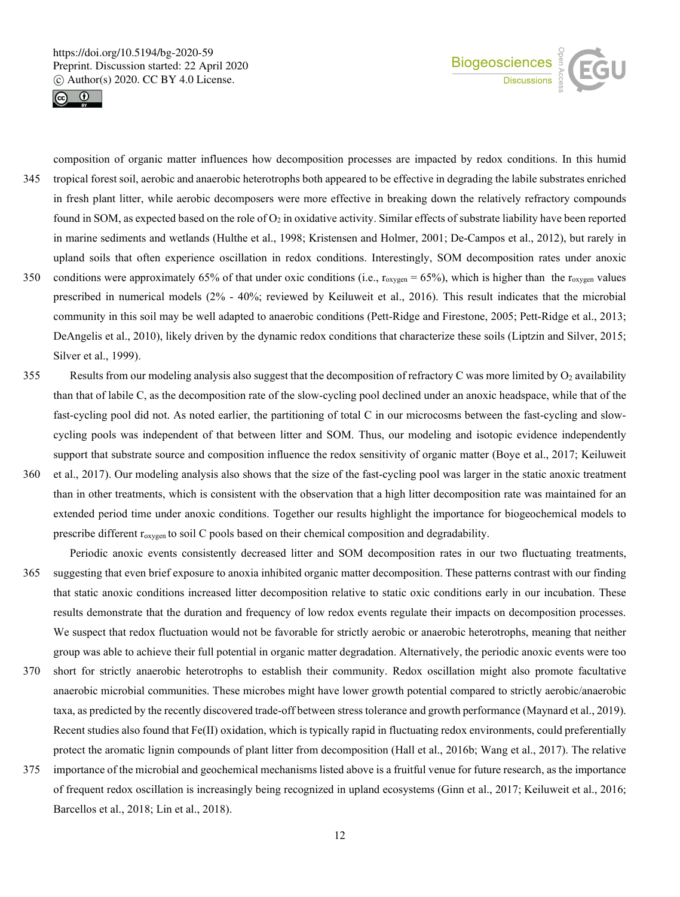composition of organic matter influences how decomposition processes are impacted by redox conditions. In this humid tropical forest soil, aerobic and anaerobic heterotrophs both appeared to be effective in degrading the labile substrates enriched in fresh plant litter, while aerobic decomposers were more effective in breaking down the relatively refractory compounds found in SOM, as expected based on the role of $O_2$ in oxidative activity. Similar effects of substrate liability have been reported in marine sediments and wetlands (Hulthe et al., 1998; Kristensen and Holmer, 2001; De-Campos et al., 2012), but rarely in upland soils that often experience oscillation in redox conditions. Interestingly, SOM decomposition rates under anoxic conditions were approximately 65% of that under oxic conditions (i.e., $r_{oxygen}$ = 65%), which is higher than the $r_{oxygen}$ values prescribed in numerical models (2% - 40%; reviewed by Keiluweit et al., 2016). This result indicates that the microbial community in this soil may be well adapted to anaerobic conditions (Pett-Ridge and Firestone, 2005; Pett-Ridge et al., 2013; DeAngelis et al., 2010), likely driven by the dynamic redox conditions that characterize these soils (Liptzin and Silver, 2015; Silver et al., 1999).

Results from our modeling analysis also suggest that the decomposition of refractory C was more limited by $O_2$ availability than that of labile C, as the decomposition rate of the slow-cycling pool declined under an anoxic headspace, while that of the fast-cycling pool did not. As noted earlier, the partitioning of total C in our microcosms between the fast-cycling and slow-cycling pools was independent of that between litter and SOM. Thus, our modeling and isotopic evidence independently support that substrate source and composition influence the redox sensitivity of organic matter (Boye et al., 2017; Keiluweit et al., 2017). Our modeling analysis also shows that the size of the fast-cycling pool was larger in the static anoxic treatment than in other treatments, which is consistent with the observation that a high litter decomposition rate was maintained for an extended period time under anoxic conditions. Together our results highlight the importance for biogeochemical models to prescribe different $r_{oxygen}$ to soil C pools based on their chemical composition and degradability.

Periodic anoxic events consistently decreased litter and SOM decomposition rates in our two fluctuating treatments, suggesting that even brief exposure to anoxia inhibited organic matter decomposition. These patterns contrast with our finding that static anoxic conditions increased litter decomposition relative to static oxic conditions early in our incubation. These results demonstrate that the duration and frequency of low redox events regulate their impacts on decomposition processes. We suspect that redox fluctuation would not be favorable for strictly aerobic or anaerobic heterotrophs, meaning that neither group was able to achieve their full potential in organic matter degradation. Alternatively, the periodic anoxic events were too short for strictly anaerobic heterotrophs to establish their community. Redox oscillation might also promote facultative anaerobic microbial communities. These microbes might have lower growth potential compared to strictly aerobic/anaerobic taxa, as predicted by the recently discovered trade-off between stress tolerance and growth performance (Maynard et al., 2019). Recent studies also found that Fe(II) oxidation, which is typically rapid in fluctuating redox environments, could preferentially protect the aromatic lignin compounds of plant litter from decomposition (Hall et al., 2016b; Wang et al., 2017). The relative importance of the microbial and geochemical mechanisms listed above is a fruitful venue for future research, as the importance of frequent redox oscillation is increasingly being recognized in upland ecosystems (Ginn et al., 2017; Keiluweit et al., 2016; Barcellos et al., 2018; Lin et al., 2018).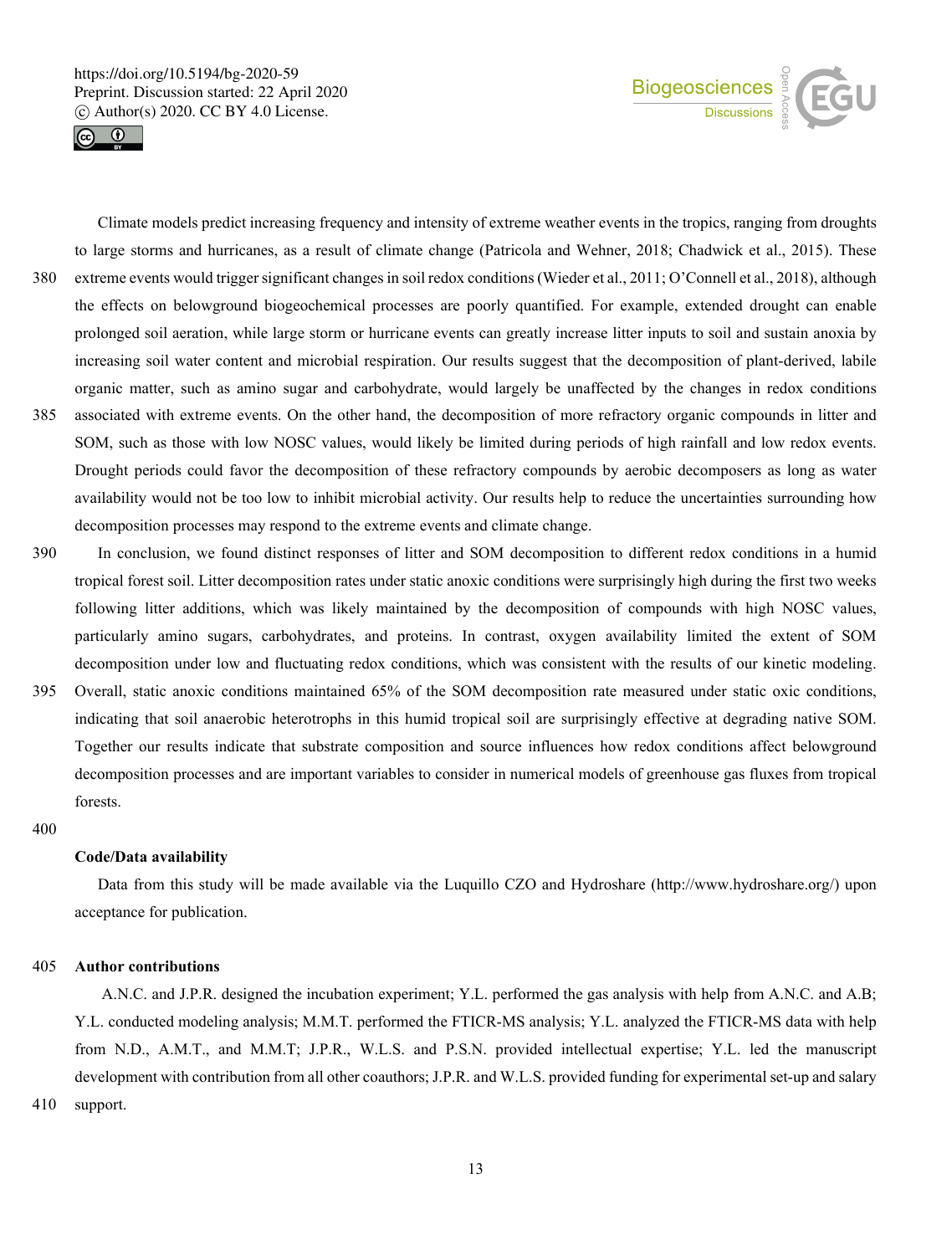Climate models predict increasing frequency and intensity of extreme weather events in the tropics, ranging from droughts to large storms and hurricanes, as a result of climate change (Patricola and Wehner, 2018; Chadwick et al., 2015). These extreme events would trigger significant changes in soil redox conditions (Wieder et al., 2011; O'Connell et al., 2018), although the effects on belowground biogeochemical processes are poorly quantified. For example, extended drought can enable prolonged soil aeration, while large storm or hurricane events can greatly increase litter inputs to soil and sustain anoxia by increasing soil water content and microbial respiration. Our results suggest that the decomposition of plant-derived, labile organic matter, such as amino sugar and carbohydrate, would largely be unaffected by the changes in redox conditions associated with extreme events. On the other hand, the decomposition of more refractory organic compounds in litter and SOM, such as those with low NOSC values, would likely be limited during periods of high rainfall and low redox events. Drought periods could favor the decomposition of these refractory compounds by aerobic decomposers as long as water availability would not be too low to inhibit microbial activity. Our results help to reduce the uncertainties surrounding how decomposition processes may respond to the extreme events and climate change.

In conclusion, we found distinct responses of litter and SOM decomposition to different redox conditions in a humid tropical forest soil. Litter decomposition rates under static anoxic conditions were surprisingly high during the first two weeks following litter additions, which was likely maintained by the decomposition of compounds with high NOSC values, particularly amino sugars, carbohydrates, and proteins. In contrast, oxygen availability limited the extent of SOM decomposition under low and fluctuating redox conditions, which was consistent with the results of our kinetic modeling. Overall, static anoxic conditions maintained 65% of the SOM decomposition rate measured under static oxic conditions, indicating that soil anaerobic heterotrophs in this humid tropical soil are surprisingly effective at degrading native SOM. Together our results indicate that substrate composition and source influences how redox conditions affect belowground decomposition processes and are important variables to consider in numerical models of greenhouse gas fluxes from tropical forests.

## Code/Data availability

Data from this study will be made available via the Luquillo CZO and Hydroshare (http://www.hydroshare.org/) upon acceptance for publication.

## Author contributions

A.N.C. and J.P.R. designed the incubation experiment; Y.L. performed the gas analysis with help from A.N.C. and A.B; Y.L. conducted modeling analysis; M.M.T. performed the FTICR-MS analysis; Y.L. analyzed the FTICR-MS data with help from N.D., A.M.T., and M.M.T; J.P.R., W.L.S. and P.S.N. provided intellectual expertise; Y.L. led the manuscript development with contribution from all other coauthors; J.P.R. and W.L.S. provided funding for experimental set-up and salary support.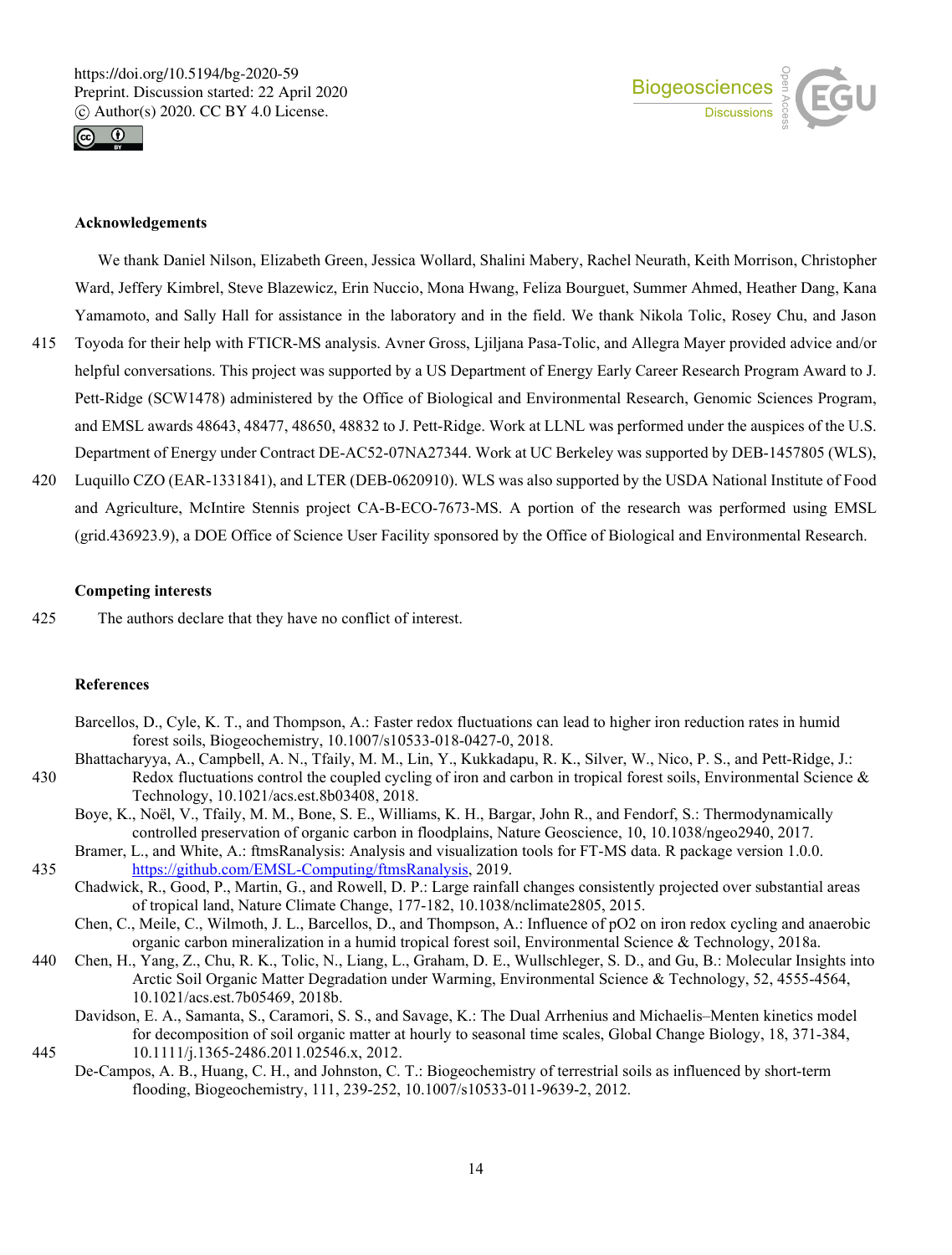**Acknowledgements**

We thank Daniel Nilson, Elizabeth Green, Jessica Wollard, Shalini Mabery, Rachel Neurath, Keith Morrison, Christopher Ward, Jeffery Kimbrel, Steve Blazewicz, Erin Nuccio, Mona Hwang, Feliza Bourguet, Summer Ahmed, Heather Dang, Kana Yamamoto, and Sally Hall for assistance in the laboratory and in the field. We thank Nikola Tolic, Rosey Chu, and Jason Toyoda for their help with FTICR-MS analysis. Avner Gross, Ljiljana Pasa-Tolic, and Allegra Mayer provided advice and/or helpful conversations. This project was supported by a US Department of Energy Early Career Research Program Award to J. Pett-Ridge (SCW1478) administered by the Office of Biological and Environmental Research, Genomic Sciences Program, and EMSL awards 48643, 48477, 48650, 48832 to J. Pett-Ridge. Work at LLNL was performed under the auspices of the U.S. Department of Energy under Contract DE-AC52-07NA27344. Work at UC Berkeley was supported by DEB-1457805 (WLS), Luquillo CZO (EAR-1331841), and LTER (DEB-0620910). WLS was also supported by the USDA National Institute of Food and Agriculture, McIntire Stennis project CA-B-ECO-7673-MS. A portion of the research was performed using EMSL (grid.436923.9), a DOE Office of Science User Facility sponsored by the Office of Biological and Environmental Research.

**Competing interests**

The authors declare that they have no conflict of interest.

**References**

Barcellos, D., Cyle, K. T., and Thompson, A.: Faster redox fluctuations can lead to higher iron reduction rates in humid forest soils, Biogeochemistry, 10.1007/s10533-018-0427-0, 2018.

Bhattacharyya, A., Campbell, A. N., Tfaily, M. M., Lin, Y., Kukkadapu, R. K., Silver, W., Nico, P. S., and Pett-Ridge, J.: Redox fluctuations control the coupled cycling of iron and carbon in tropical forest soils, Environmental Science & Technology, 10.1021/acs.est.8b03408, 2018.

Boye, K., Noël, V., Tfaily, M. M., Bone, S. E., Williams, K. H., Bargar, John R., and Fendorf, S.: Thermodynamically controlled preservation of organic carbon in floodplains, Nature Geoscience, 10, 10.1038/ngeo2940, 2017.

Bramer, L., and White, A.: ftmsRanalysis: Analysis and visualization tools for FT-MS data. R package version 1.0.0. https://github.com/EMSL-Computing/ftmsRanalysis, 2019.

Chadwick, R., Good, P., Martin, G., and Rowell, D. P.: Large rainfall changes consistently projected over substantial areas of tropical land, Nature Climate Change, 177-182, 10.1038/nclimate2805, 2015.

Chen, C., Meile, C., Wilmoth, J. L., Barcellos, D., and Thompson, A.: Influence of pO2 on iron redox cycling and anaerobic organic carbon mineralization in a humid tropical forest soil, Environmental Science & Technology, 2018a.

Chen, H., Yang, Z., Chu, R. K., Tolic, N., Liang, L., Graham, D. E., Wullschleger, S. D., and Gu, B.: Molecular Insights into Arctic Soil Organic Matter Degradation under Warming, Environmental Science & Technology, 52, 4555-4564, 10.1021/acs.est.7b05469, 2018b.

Davidson, E. A., Samanta, S., Caramori, S. S., and Savage, K.: The Dual Arrhenius and Michaelis–Menten kinetics model for decomposition of soil organic matter at hourly to seasonal time scales, Global Change Biology, 18, 371-384, 10.1111/j.1365-2486.2011.02546.x, 2012.

De-Campos, A. B., Huang, C. H., and Johnston, C. T.: Biogeochemistry of terrestrial soils as influenced by short-term flooding, Biogeochemistry, 111, 239-252, 10.1007/s10533-011-9639-2, 2012.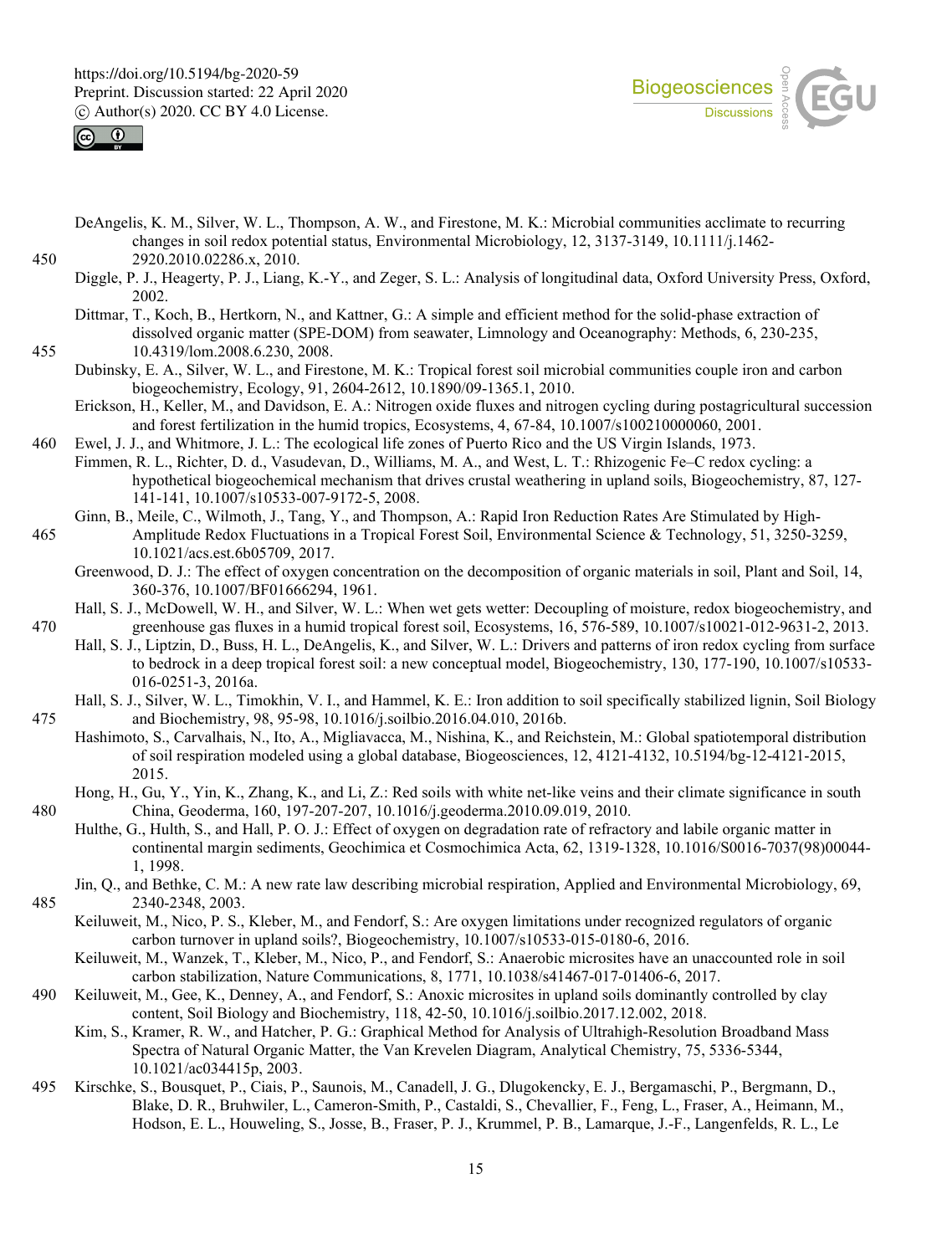DeAngelis, K. M., Silver, W. L., Thompson, A. W., and Firestone, M. K.: Microbial communities acclimate to recurring changes in soil redox potential status, Environmental Microbiology, 12, 3137-3149, 10.1111/j.1462-2920.2010.02286.x, 2010.

Diggle, P. J., Heagerty, P. J., Liang, K.-Y., and Zeger, S. L.: Analysis of longitudinal data, Oxford University Press, Oxford, 2002.

Dittmar, T., Koch, B., Hertkorn, N., and Kattner, G.: A simple and efficient method for the solid-phase extraction of dissolved organic matter (SPE-DOM) from seawater, Limnology and Oceanography: Methods, 6, 230-235, 10.4319/lom.2008.6.230, 2008.

Dubinsky, E. A., Silver, W. L., and Firestone, M. K.: Tropical forest soil microbial communities couple iron and carbon biogeochemistry, Ecology, 91, 2604-2612, 10.1890/09-1365.1, 2010.

Erickson, H., Keller, M., and Davidson, E. A.: Nitrogen oxide fluxes and nitrogen cycling during postagricultural succession and forest fertilization in the humid tropics, Ecosystems, 4, 67-84, 10.1007/s100210000060, 2001.

Ewel, J. J., and Whitmore, J. L.: The ecological life zones of Puerto Rico and the US Virgin Islands, 1973.

Fimmen, R. L., Richter, D. d., Vasudevan, D., Williams, M. A., and West, L. T.: Rhizogenic Fe–C redox cycling: a hypothetical biogeochemical mechanism that drives crustal weathering in upland soils, Biogeochemistry, 87, 127-141-141, 10.1007/s10533-007-9172-5, 2008.

Ginn, B., Meile, C., Wilmoth, J., Tang, Y., and Thompson, A.: Rapid Iron Reduction Rates Are Stimulated by High-Amplitude Redox Fluctuations in a Tropical Forest Soil, Environmental Science & Technology, 51, 3250-3259, 10.1021/acs.est.6b05709, 2017.

Greenwood, D. J.: The effect of oxygen concentration on the decomposition of organic materials in soil, Plant and Soil, 14, 360-376, 10.1007/BF01666294, 1961.

Hall, S. J., McDowell, W. H., and Silver, W. L.: When wet gets wetter: Decoupling of moisture, redox biogeochemistry, and greenhouse gas fluxes in a humid tropical forest soil, Ecosystems, 16, 576-589, 10.1007/s10021-012-9631-2, 2013.

Hall, S. J., Liptzin, D., Buss, H. L., DeAngelis, K., and Silver, W. L.: Drivers and patterns of iron redox cycling from surface to bedrock in a deep tropical forest soil: a new conceptual model, Biogeochemistry, 130, 177-190, 10.1007/s10533-016-0251-3, 2016a.

Hall, S. J., Silver, W. L., Timokhin, V. I., and Hammel, K. E.: Iron addition to soil specifically stabilized lignin, Soil Biology and Biochemistry, 98, 95-98, 10.1016/j.soilbio.2016.04.010, 2016b.

Hashimoto, S., Carvalhais, N., Ito, A., Migliavacca, M., Nishina, K., and Reichstein, M.: Global spatiotemporal distribution of soil respiration modeled using a global database, Biogeosciences, 12, 4121-4132, 10.5194/bg-12-4121-2015, 2015.

Hong, H., Gu, Y., Yin, K., Zhang, K., and Li, Z.: Red soils with white net-like veins and their climate significance in south China, Geoderma, 160, 197-207-207, 10.1016/j.geoderma.2010.09.019, 2010.

Hulthe, G., Hulth, S., and Hall, P. O. J.: Effect of oxygen on degradation rate of refractory and labile organic matter in continental margin sediments, Geochimica et Cosmochimica Acta, 62, 1319-1328, 10.1016/S0016-7037(98)00044-1, 1998.

Jin, Q., and Bethke, C. M.: A new rate law describing microbial respiration, Applied and Environmental Microbiology, 69, 2340-2348, 2003.

Keiluweit, M., Nico, P. S., Kleber, M., and Fendorf, S.: Are oxygen limitations under recognized regulators of organic carbon turnover in upland soils?, Biogeochemistry, 10.1007/s10533-015-0180-6, 2016.

Keiluweit, M., Wanzek, T., Kleber, M., Nico, P., and Fendorf, S.: Anaerobic microsites have an unaccounted role in soil carbon stabilization, Nature Communications, 8, 1771, 10.1038/s41467-017-01406-6, 2017.

Keiluweit, M., Gee, K., Denney, A., and Fendorf, S.: Anoxic microsites in upland soils dominantly controlled by clay content, Soil Biology and Biochemistry, 118, 42-50, 10.1016/j.soilbio.2017.12.002, 2018.

Kim, S., Kramer, R. W., and Hatcher, P. G.: Graphical Method for Analysis of Ultrahigh-Resolution Broadband Mass Spectra of Natural Organic Matter, the Van Krevelen Diagram, Analytical Chemistry, 75, 5336-5344, 10.1021/ac034415p, 2003.

Kirschke, S., Bousquet, P., Ciais, P., Saunois, M., Canadell, J. G., Dlugokencky, E. J., Bergamaschi, P., Bergmann, D., Blake, D. R., Bruhwiler, L., Cameron-Smith, P., Castaldi, S., Chevallier, F., Feng, L., Fraser, A., Heimann, M., Hodson, E. L., Houweling, S., Josse, B., Fraser, P. J., Krummel, P. B., Lamarque, J.-F., Langenfelds, R. L., Le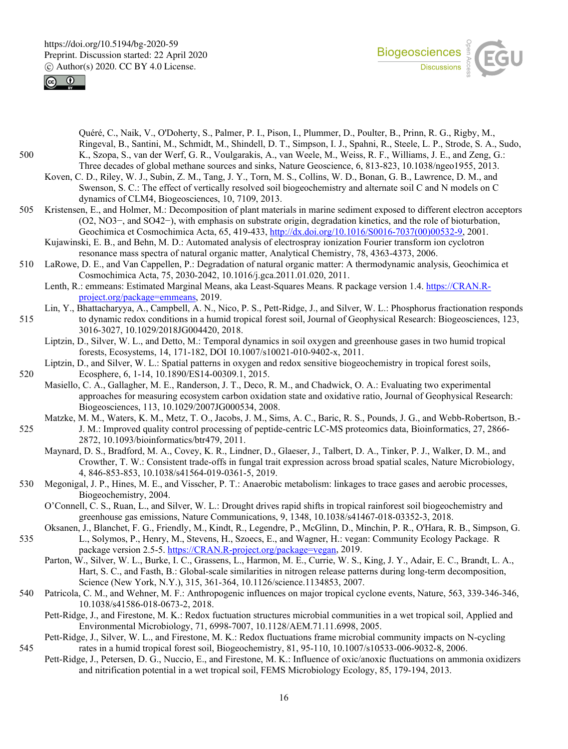Quéré, C., Naik, V., O'Doherty, S., Palmer, P. I., Pison, I., Plummer, D., Poulter, B., Prinn, R. G., Rigby, M., Ringeval, B., Santini, M., Schmidt, M., Shindell, D. T., Simpson, I. J., Spahni, R., Steele, L. P., Strode, S. A., Sudo, K., Szopa, S., van der Werf, G. R., Voulgarakis, A., van Weele, M., Weiss, R. F., Williams, J. E., and Zeng, G.: Three decades of global methane sources and sinks, Nature Geoscience, 6, 813-823, 10.1038/ngeo1955, 2013.

Koven, C. D., Riley, W. J., Subin, Z. M., Tang, J. Y., Torn, M. S., Collins, W. D., Bonan, G. B., Lawrence, D. M., and Swenson, S. C.: The effect of vertically resolved soil biogeochemistry and alternate soil C and N models on C dynamics of CLM4, Biogeosciences, 10, 7109, 2013.

Kristensen, E., and Holmer, M.: Decomposition of plant materials in marine sediment exposed to different electron acceptors ($O_2$, $NO_3^-$, and $SO_4^{2-}$), with emphasis on substrate origin, degradation kinetics, and the role of bioturbation, Geochimica et Cosmochimica Acta, 65, 419-433, http://dx.doi.org/10.1016/S0016-7037(00)00532-9, 2001.

Kujawinski, E. B., and Behn, M. D.: Automated analysis of electrospray ionization Fourier transform ion cyclotron resonance mass spectra of natural organic matter, Analytical Chemistry, 78, 4363-4373, 2006.

LaRowe, D. E., and Van Cappellen, P.: Degradation of natural organic matter: A thermodynamic analysis, Geochimica et Cosmochimica Acta, 75, 2030-2042, 10.1016/j.gca.2011.01.020, 2011.

Lenth, R.: emmeans: Estimated Marginal Means, aka Least-Squares Means. R package version 1.4. https://CRAN.R-project.org/package=emmeans, 2019.

Lin, Y., Bhattacharyya, A., Campbell, A. N., Nico, P. S., Pett-Ridge, J., and Silver, W. L.: Phosphorus fractionation responds to dynamic redox conditions in a humid tropical forest soil, Journal of Geophysical Research: Biogeosciences, 123, 3016-3027, 10.1029/2018JG004420, 2018.

Liptzin, D., Silver, W. L., and Detto, M.: Temporal dynamics in soil oxygen and greenhouse gases in two humid tropical forests, Ecosystems, 14, 171-182, DOI 10.1007/s10021-010-9402-x, 2011.

Liptzin, D., and Silver, W. L.: Spatial patterns in oxygen and redox sensitive biogeochemistry in tropical forest soils, Ecosphere, 6, 1-14, 10.1890/ES14-00309.1, 2015.

Masiello, C. A., Gallagher, M. E., Randerson, J. T., Deco, R. M., and Chadwick, O. A.: Evaluating two experimental approaches for measuring ecosystem carbon oxidation state and oxidative ratio, Journal of Geophysical Research: Biogeosciences, 113, 10.1029/2007JG000534, 2008.

Matzke, M. M., Waters, K. M., Metz, T. O., Jacobs, J. M., Sims, A. C., Baric, R. S., Pounds, J. G., and Webb-Robertson, B.-J. M.: Improved quality control processing of peptide-centric LC-MS proteomics data, Bioinformatics, 27, 2866-2872, 10.1093/bioinformatics/btr479, 2011.

Maynard, D. S., Bradford, M. A., Covey, K. R., Lindner, D., Glaeser, J., Talbert, D. A., Tinker, P. J., Walker, D. M., and Crowther, T. W.: Consistent trade-offs in fungal trait expression across broad spatial scales, Nature Microbiology, 4, 846-853-853, 10.1038/s41564-019-0361-5, 2019.

Megonigal, J. P., Hines, M. E., and Visscher, P. T.: Anaerobic metabolism: linkages to trace gases and aerobic processes, Biogeochemistry, 2004.

O'Connell, C. S., Ruan, L., and Silver, W. L.: Drought drives rapid shifts in tropical rainforest soil biogeochemistry and greenhouse gas emissions, Nature Communications, 9, 1348, 10.1038/s41467-018-03352-3, 2018.

Oksanen, J., Blanchet, F. G., Friendly, M., Kindt, R., Legendre, P., McGlinn, D., Minchin, P. R., O'Hara, R. B., Simpson, G. L., Solymos, P., Henry, M., Stevens, H., Szoecs, E., and Wagner, H.: vegan: Community Ecology Package. R package version 2.5-5. https://CRAN.R-project.org/package=vegan, 2019.

Parton, W., Silver, W. L., Burke, I. C., Grassens, L., Harmon, M. E., Currie, W. S., King, J. Y., Adair, E. C., Brandt, L. A., Hart, S. C., and Fasth, B.: Global-scale similarities in nitrogen release patterns during long-term decomposition, Science (New York, N.Y.), 315, 361-364, 10.1126/science.1134853, 2007.

Patricola, C. M., and Wehner, M. F.: Anthropogenic influences on major tropical cyclone events, Nature, 563, 339-346-346, 10.1038/s41586-018-0673-2, 2018.

Pett-Ridge, J., and Firestone, M. K.: Redox fuctuation structures microbial communities in a wet tropical soil, Applied and Environmental Microbiology, 71, 6998-7007, 10.1128/AEM.71.11.6998, 2005.

Pett-Ridge, J., Silver, W. L., and Firestone, M. K.: Redox fluctuations frame microbial community impacts on N-cycling rates in a humid tropical forest soil, Biogeochemistry, 81, 95-110, 10.1007/s10533-006-9032-8, 2006.

Pett-Ridge, J., Petersen, D. G., Nuccio, E., and Firestone, M. K.: Influence of oxic/anoxic fluctuations on ammonia oxidizers and nitrification potential in a wet tropical soil, FEMS Microbiology Ecology, 85, 179-194, 2013.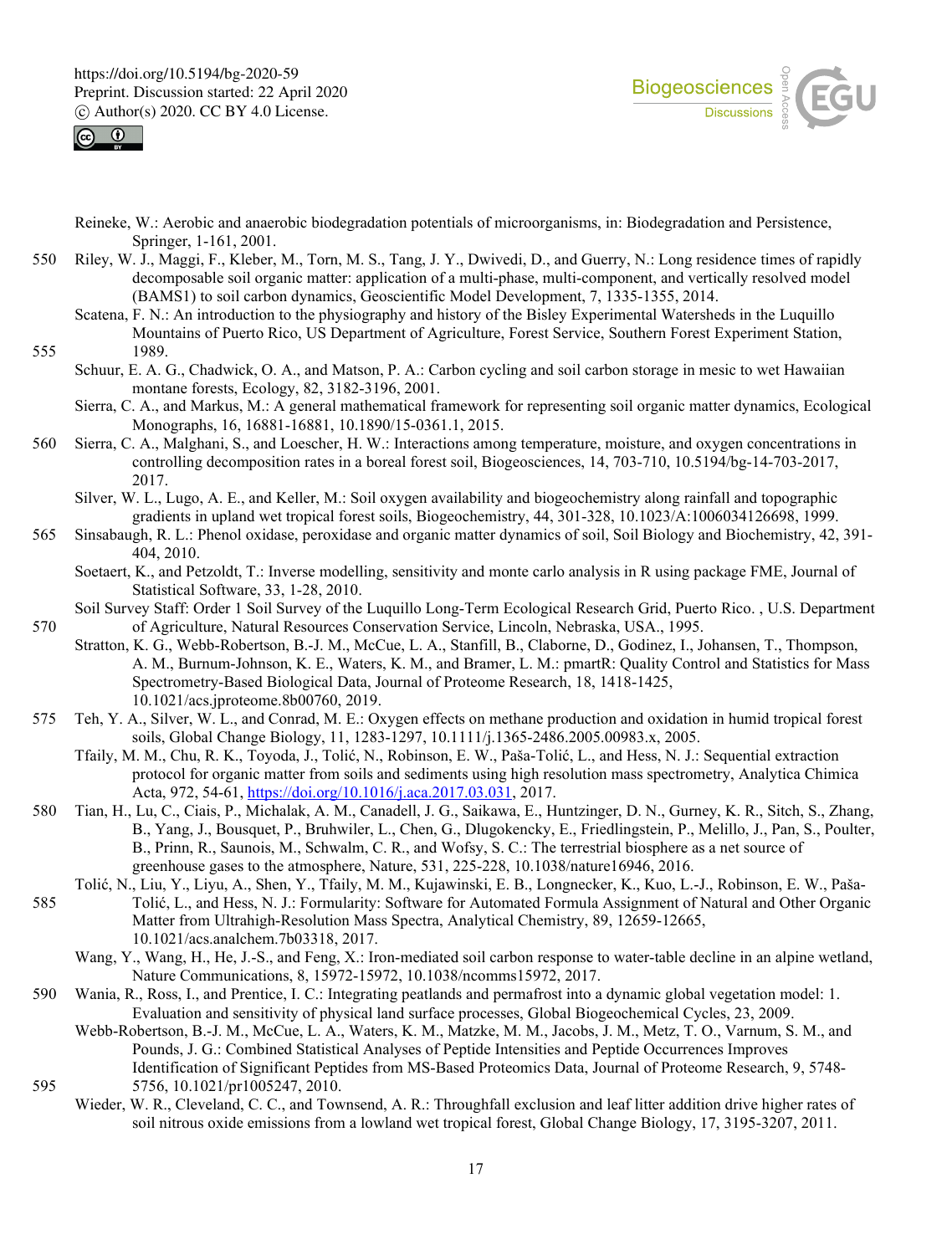Reineke, W.: Aerobic and anaerobic biodegradation potentials of microorganisms, in: Biodegradation and Persistence, Springer, 1-161, 2001.

Riley, W. J., Maggi, F., Kleber, M., Torn, M. S., Tang, J. Y., Dwivedi, D., and Guerry, N.: Long residence times of rapidly decomposable soil organic matter: application of a multi-phase, multi-component, and vertically resolved model (BAMS1) to soil carbon dynamics, Geoscientific Model Development, 7, 1335-1355, 2014.

Scatena, F. N.: An introduction to the physiography and history of the Bisley Experimental Watersheds in the Luquillo Mountains of Puerto Rico, US Department of Agriculture, Forest Service, Southern Forest Experiment Station, 1989.

Schuur, E. A. G., Chadwick, O. A., and Matson, P. A.: Carbon cycling and soil carbon storage in mesic to wet Hawaiian montane forests, Ecology, 82, 3182-3196, 2001.

Sierra, C. A., and Markus, M.: A general mathematical framework for representing soil organic matter dynamics, Ecological Monographs, 16, 16881-16881, 10.1890/15-0361.1, 2015.

Sierra, C. A., Malghani, S., and Loescher, H. W.: Interactions among temperature, moisture, and oxygen concentrations in controlling decomposition rates in a boreal forest soil, Biogeosciences, 14, 703-710, 10.5194/bg-14-703-2017, 2017.

Silver, W. L., Lugo, A. E., and Keller, M.: Soil oxygen availability and biogeochemistry along rainfall and topographic gradients in upland wet tropical forest soils, Biogeochemistry, 44, 301-328, 10.1023/A:1006034126698, 1999.

Sinsabaugh, R. L.: Phenol oxidase, peroxidase and organic matter dynamics of soil, Soil Biology and Biochemistry, 42, 391-404, 2010.

Soetaert, K., and Petzoldt, T.: Inverse modelling, sensitivity and monte carlo analysis in R using package FME, Journal of Statistical Software, 33, 1-28, 2010.

Soil Survey Staff: Order 1 Soil Survey of the Luquillo Long-Term Ecological Research Grid, Puerto Rico. , U.S. Department of Agriculture, Natural Resources Conservation Service, Lincoln, Nebraska, USA., 1995.

Stratton, K. G., Webb-Robertson, B.-J. M., McCue, L. A., Stanfill, B., Claborne, D., Godinez, I., Johansen, T., Thompson, A. M., Burnum-Johnson, K. E., Waters, K. M., and Bramer, L. M.: pmartR: Quality Control and Statistics for Mass Spectrometry-Based Biological Data, Journal of Proteome Research, 18, 1418-1425, 10.1021/acs.jproteome.8b00760, 2019.

Teh, Y. A., Silver, W. L., and Conrad, M. E.: Oxygen effects on methane production and oxidation in humid tropical forest soils, Global Change Biology, 11, 1283-1297, 10.1111/j.1365-2486.2005.00983.x, 2005.

Tfaily, M. M., Chu, R. K., Toyoda, J., Tolić, N., Robinson, E. W., Paša-Tolić, L., and Hess, N. J.: Sequential extraction protocol for organic matter from soils and sediments using high resolution mass spectrometry, Analytica Chimica Acta, 972, 54-61, https://doi.org/10.1016/j.aca.2017.03.031, 2017.

Tian, H., Lu, C., Ciais, P., Michalak, A. M., Canadell, J. G., Saikawa, E., Huntzinger, D. N., Gurney, K. R., Sitch, S., Zhang, B., Yang, J., Bousquet, P., Bruhwiler, L., Chen, G., Dlugokencky, E., Friedlingstein, P., Melillo, J., Pan, S., Poulter, B., Prinn, R., Saunois, M., Schwalm, C. R., and Wofsy, S. C.: The terrestrial biosphere as a net source of greenhouse gases to the atmosphere, Nature, 531, 225-228, 10.1038/nature16946, 2016.

Tolić, N., Liu, Y., Liyu, A., Shen, Y., Tfaily, M. M., Kujawinski, E. B., Longnecker, K., Kuo, L.-J., Robinson, E. W., Paša-Tolić, L., and Hess, N. J.: Formularity: Software for Automated Formula Assignment of Natural and Other Organic Matter from Ultrahigh-Resolution Mass Spectra, Analytical Chemistry, 89, 12659-12665, 10.1021/acs.analchem.7b03318, 2017.

Wang, Y., Wang, H., He, J.-S., and Feng, X.: Iron-mediated soil carbon response to water-table decline in an alpine wetland, Nature Communications, 8, 15972-15972, 10.1038/ncomms15972, 2017.

Wania, R., Ross, I., and Prentice, I. C.: Integrating peatlands and permafrost into a dynamic global vegetation model: 1. Evaluation and sensitivity of physical land surface processes, Global Biogeochemical Cycles, 23, 2009.

Webb-Robertson, B.-J. M., McCue, L. A., Waters, K. M., Matzke, M. M., Jacobs, J. M., Metz, T. O., Varnum, S. M., and Pounds, J. G.: Combined Statistical Analyses of Peptide Intensities and Peptide Occurrences Improves Identification of Significant Peptides from MS-Based Proteomics Data, Journal of Proteome Research, 9, 5748-5756, 10.1021/pr1005247, 2010.

Wieder, W. R., Cleveland, C. C., and Townsend, A. R.: Throughfall exclusion and leaf litter addition drive higher rates of soil nitrous oxide emissions from a lowland wet tropical forest, Global Change Biology, 17, 3195-3207, 2011.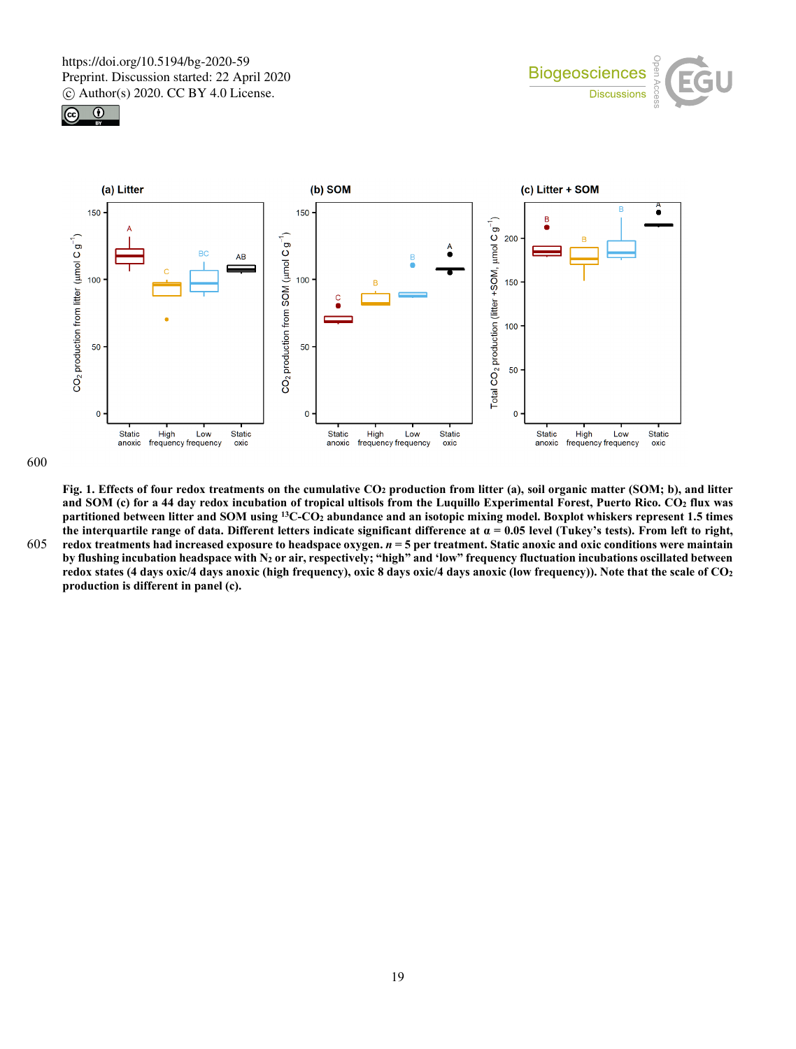**Fig. 1. Effects of four redox treatments on the cumulative $CO_2$ production from litter (a), soil organic matter (SOM; b), and litter and SOM (c) for a 44 day redox incubation of tropical ultisols from the Luquillo Experimental Forest, Puerto Rico. $CO_2$ flux was partitioned between litter and SOM using $^{13}C$-$CO_2$ abundance and an isotopic mixing model. Boxplot whiskers represent 1.5 times the interquartile range of data. Different letters indicate significant difference at $\alpha$ = 0.05 level (Tukey's tests). From left to right, redox treatments had increased exposure to headspace oxygen. *n* = 5 per treatment. Static anoxic and oxic conditions were maintain by flushing incubation headspace with $N_2$ or air, respectively; "high" and 'low" frequency fluctuation incubations oscillated between redox states (4 days oxic/4 days anoxic (high frequency), oxic 8 days oxic/4 days anoxic (low frequency)). Note that the scale of $CO_2$ production is different in panel (c).**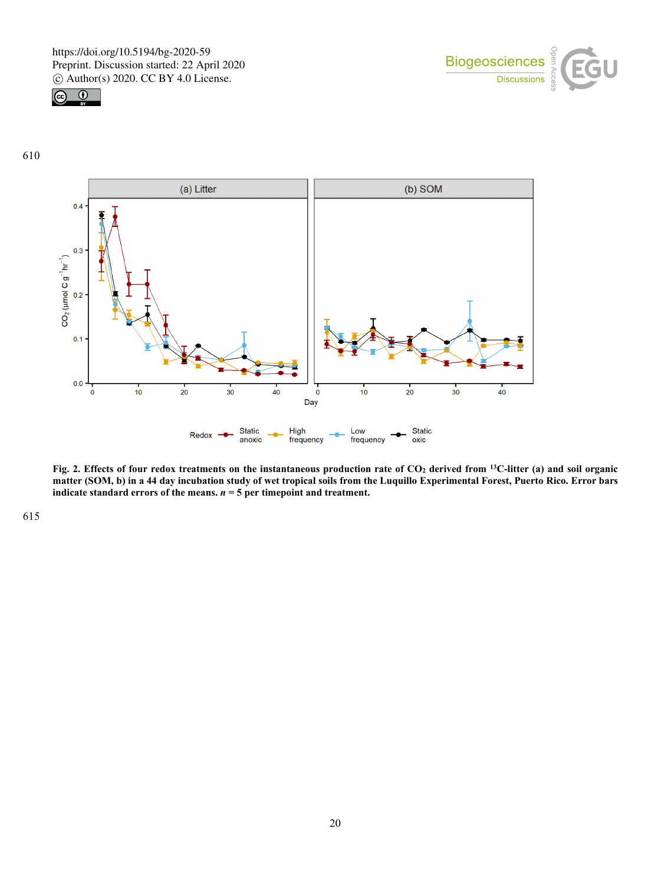**Fig. 2. Effects of four redox treatments on the instantaneous production rate of $CO_2$ derived from $^{13}$C-litter (a) and soil organic matter (SOM, b) in a 44 day incubation study of wet tropical soils from the Luquillo Experimental Forest, Puerto Rico. Error bars indicate standard errors of the means. *n* = 5 per timepoint and treatment.**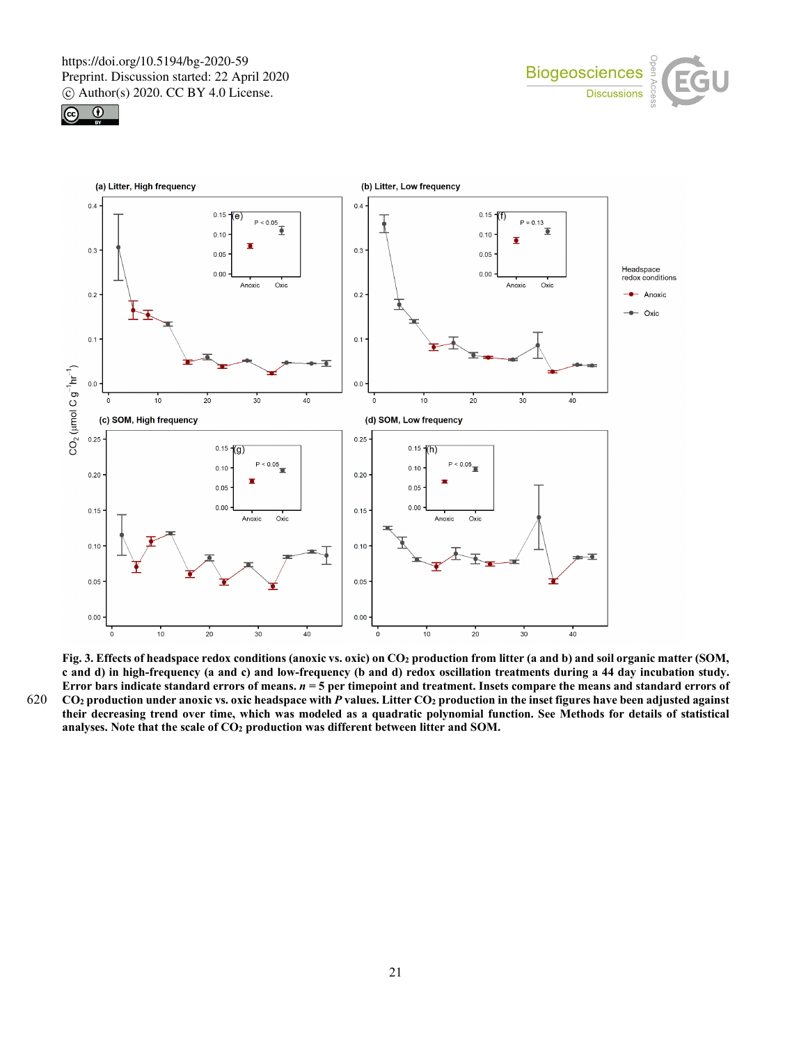**Fig. 3. Effects of headspace redox conditions (anoxic vs. oxic) on $CO_2$ production from litter (a and b) and soil organic matter (SOM, c and d) in high-frequency (a and c) and low-frequency (b and d) redox oscillation treatments during a 44 day incubation study. Error bars indicate standard errors of means. $n = 5$ per timepoint and treatment. Insets compare the means and standard errors of $CO_2$ production under anoxic vs. oxic headspace with $P$ values. Litter $CO_2$ production in the inset figures have been adjusted against their decreasing trend over time, which was modeled as a quadratic polynomial function. See Methods for details of statistical analyses. Note that the scale of $CO_2$ production was different between litter and SOM.**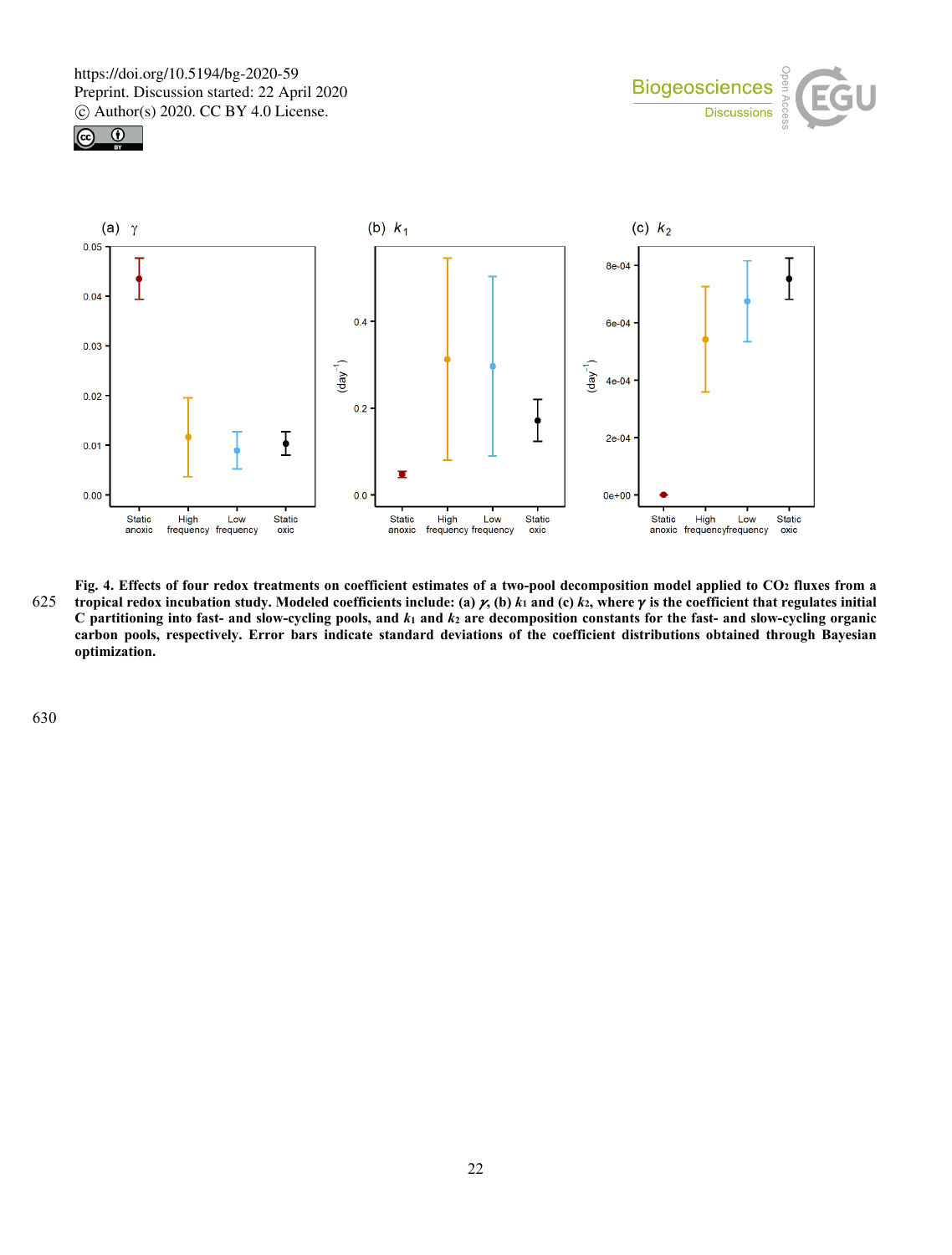**Fig. 4. Effects of four redox treatments on coefficient estimates of a two-pool decomposition model applied to $CO_2$ fluxes from a tropical redox incubation study. Modeled coefficients include: (a) $\gamma$, (b) $k_1$ and (c) $k_2$, where $\gamma$ is the coefficient that regulates initial C partitioning into fast- and slow-cycling pools, and $k_1$ and $k_2$ are decomposition constants for the fast- and slow-cycling organic carbon pools, respectively. Error bars indicate standard deviations of the coefficient distributions obtained through Bayesian optimization.**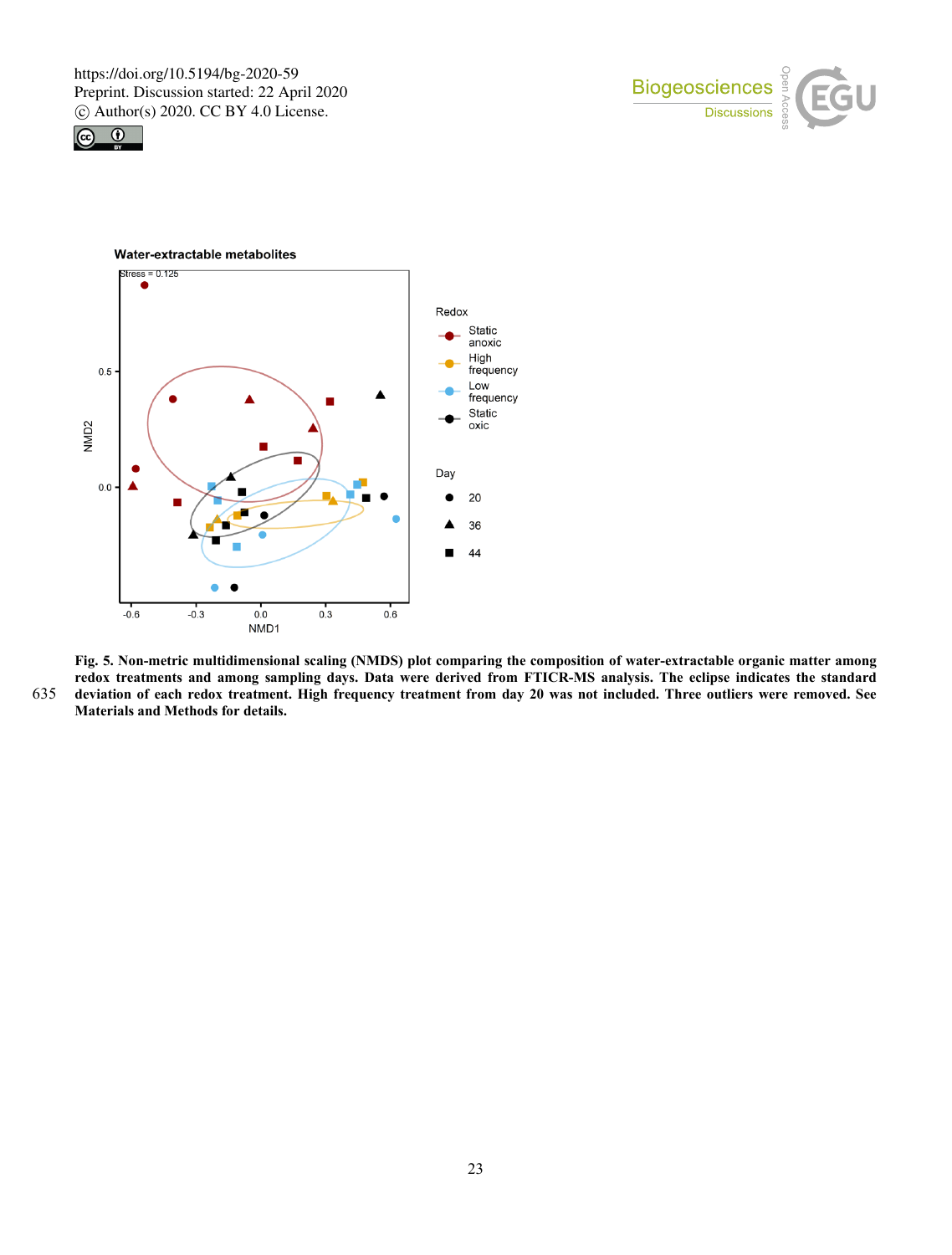Fig. 5. Non-metric multidimensional scaling (NMDS) plot comparing the composition of water-extractable organic matter among redox treatments and among sampling days. Data were derived from FTICR-MS analysis. The eclipse indicates the standard deviation of each redox treatment. High frequency treatment from day 20 was not included. Three outliers were removed. See Materials and Methods for details.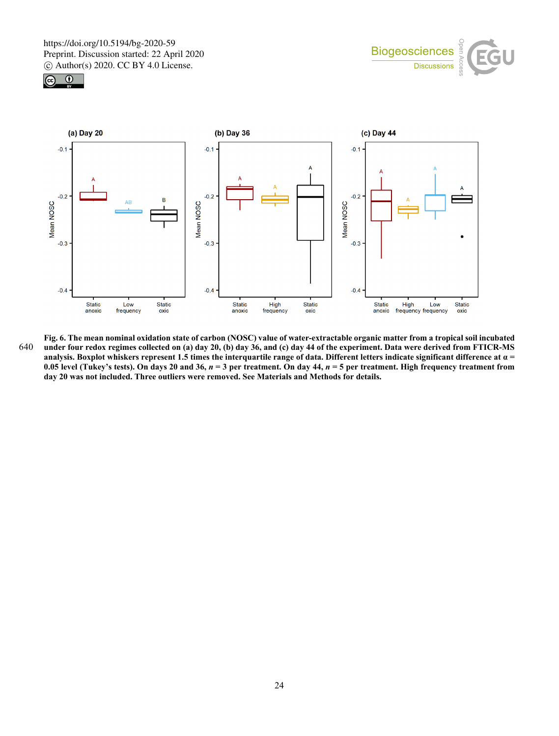**Fig. 6. The mean nominal oxidation state of carbon (NOSC) value of water-extractable organic matter from a tropical soil incubated under four redox regimes collected on (a) day 20, (b) day 36, and (c) day 44 of the experiment. Data were derived from FTICR-MS analysis. Boxplot whiskers represent 1.5 times the interquartile range of data. Different letters indicate significant difference at α = 0.05 level (Tukey's tests). On days 20 and 36, *n* = 3 per treatment. On day 44, *n* = 5 per treatment. High frequency treatment from day 20 was not included. Three outliers were removed. See Materials and Methods for details.**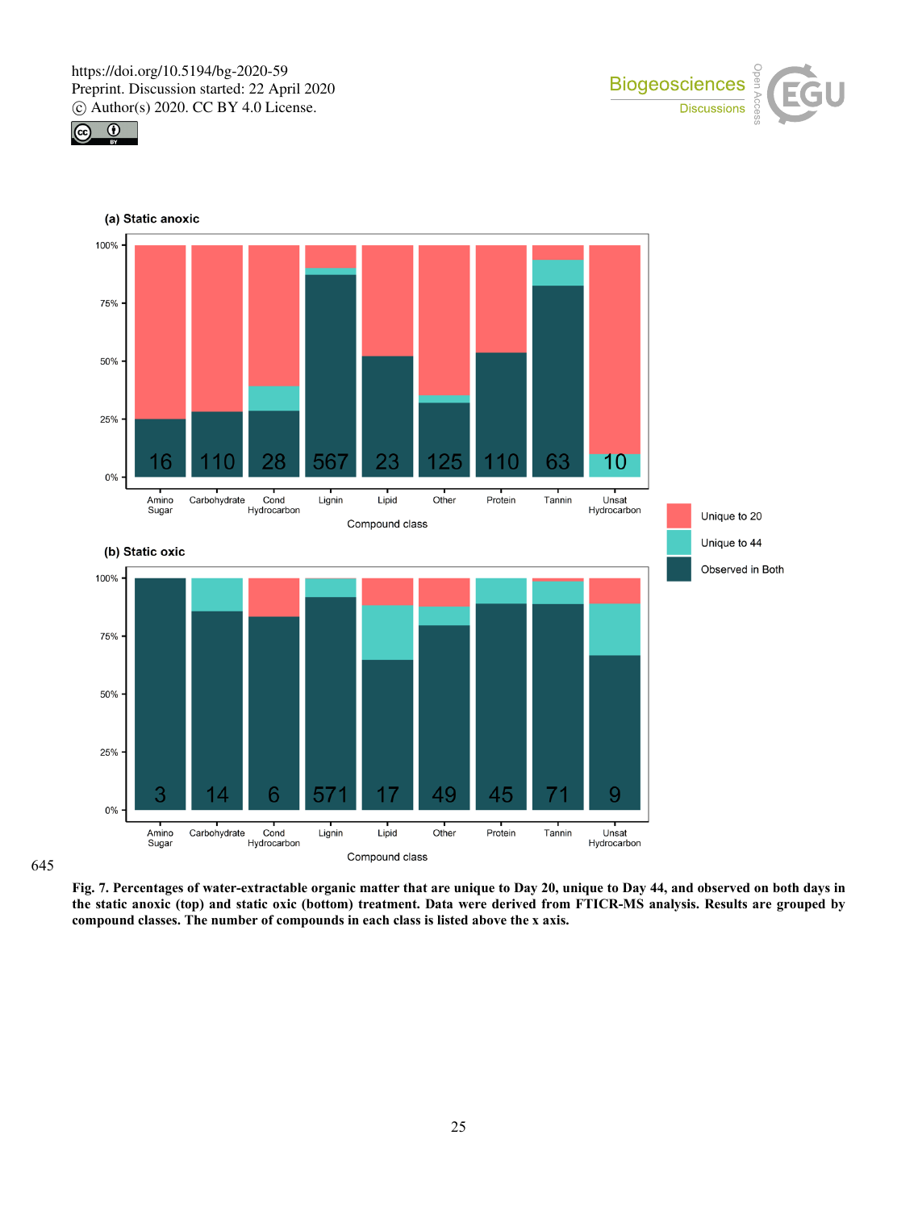(a) Static anoxic

100%
75%
50%
25%
0%

16 110 28 567 23 125 110 63 10

Amino Sugar, Carbohydrate, Cond Hydrocarbon, Lignin, Lipid, Other, Protein, Tannin, Unsat Hydrocarbon

Compound class

Unique to 20
Unique to 44
Observed in Both

(b) Static oxic

100%
75%
50%
25%
0%

3 14 6 571 17 49 45 71 9

Amino Sugar, Carbohydrate, Cond Hydrocarbon, Lignin, Lipid, Other, Protein, Tannin, Unsat Hydrocarbon

Compound class

645

**Fig. 7. Percentages of water-extractable organic matter that are unique to Day 20, unique to Day 44, and observed on both days in the static anoxic (top) and static oxic (bottom) treatment. Data were derived from FTICR-MS analysis. Results are grouped by compound classes. The number of compounds in each class is listed above the x axis.**